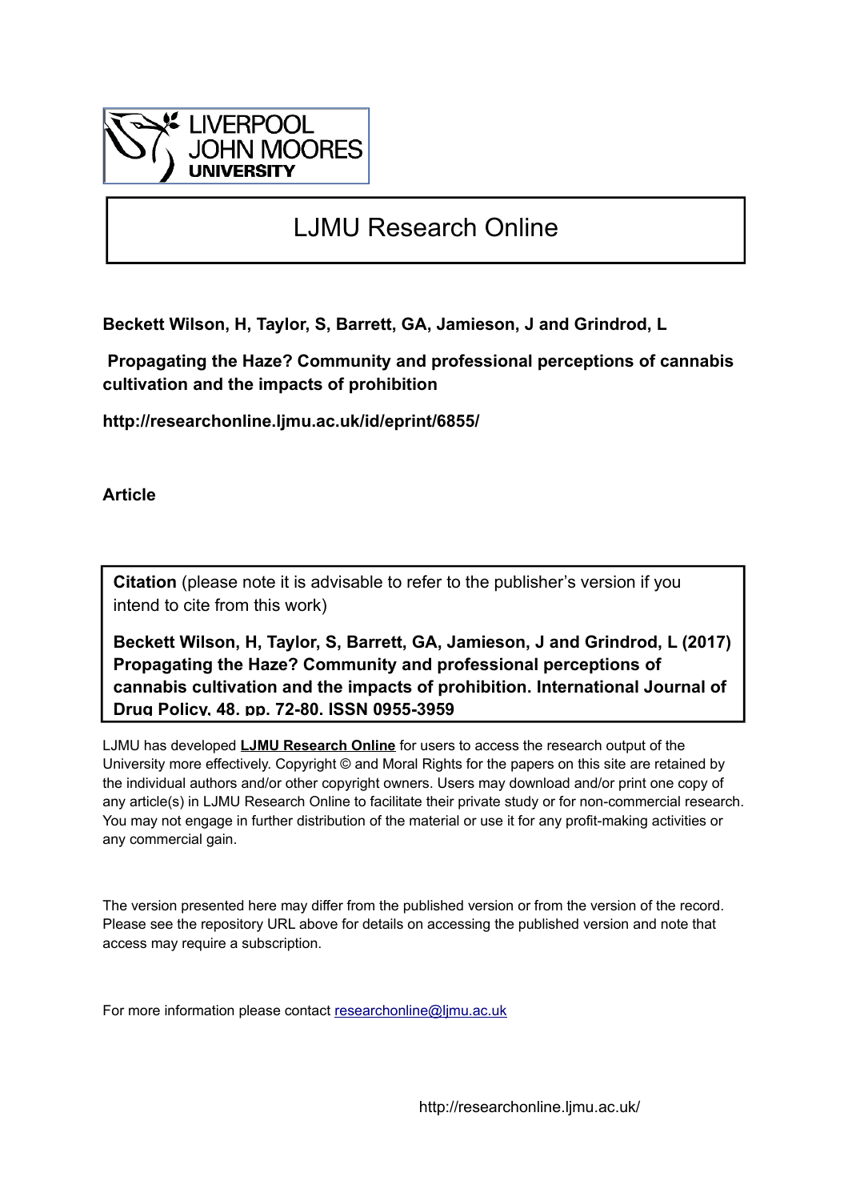LIVERPOOL JOHN MOORES UNIVERSITY

# LJMU Research Online

**Beckett Wilson, H, Taylor, S, Barrett, GA, Jamieson, J and Grindrod, L**

**Propagating the Haze? Community and professional perceptions of cannabis cultivation and the impacts of prohibition**

**http://researchonline.ljmu.ac.uk/id/eprint/6855/**

**Article**

**Citation** (please note it is advisable to refer to the publisher's version if you intend to cite from this work)

**Beckett Wilson, H, Taylor, S, Barrett, GA, Jamieson, J and Grindrod, L (2017) Propagating the Haze? Community and professional perceptions of cannabis cultivation and the impacts of prohibition. International Journal of Drug Policy, 48. pp. 72-80. ISSN 0955-3959**

LJMU has developed **LJMU Research Online** for users to access the research output of the University more effectively. Copyright © and Moral Rights for the papers on this site are retained by the individual authors and/or other copyright owners. Users may download and/or print one copy of any article(s) in LJMU Research Online to facilitate their private study or for non-commercial research. You may not engage in further distribution of the material or use it for any profit-making activities or any commercial gain.

The version presented here may differ from the published version or from the version of the record. Please see the repository URL above for details on accessing the published version and note that access may require a subscription.

For more information please contact researchonline@ljmu.ac.uk

http://researchonline.ljmu.ac.uk/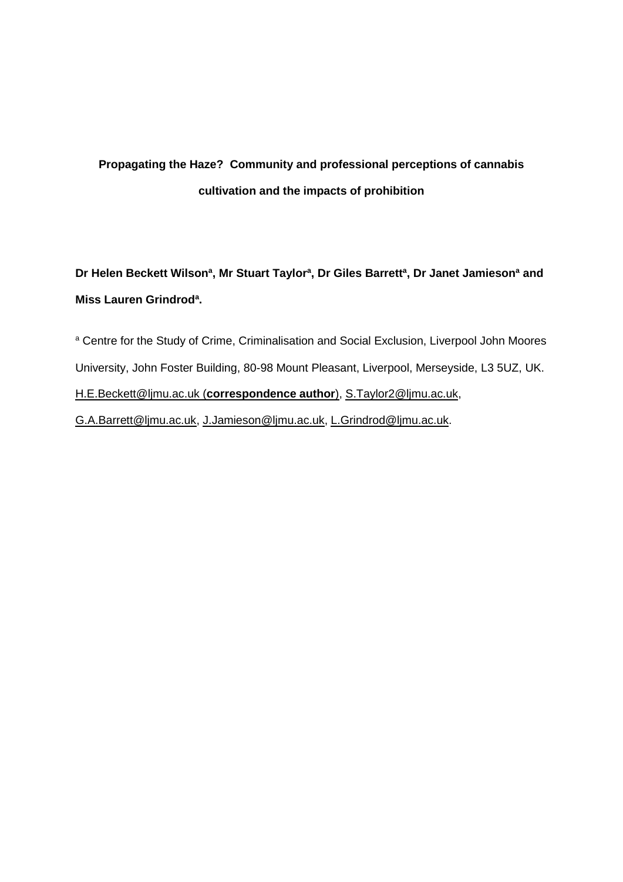**Propagating the Haze? Community and professional perceptions of cannabis cultivation and the impacts of prohibition**

**Dr Helen Beckett Wilson[a], Mr Stuart Taylor[a], Dr Giles Barrett[a], Dr Janet Jamieson[a] and Miss Lauren Grindrod[a].**

[a] Centre for the Study of Crime, Criminalisation and Social Exclusion, Liverpool John Moores University, John Foster Building, 80-98 Mount Pleasant, Liverpool, Merseyside, L3 5UZ, UK. H.E.Beckett@ljmu.ac.uk (**correspondence author**), S.Taylor2@ljmu.ac.uk, G.A.Barrett@ljmu.ac.uk, J.Jamieson@ljmu.ac.uk, L.Grindrod@ljmu.ac.uk.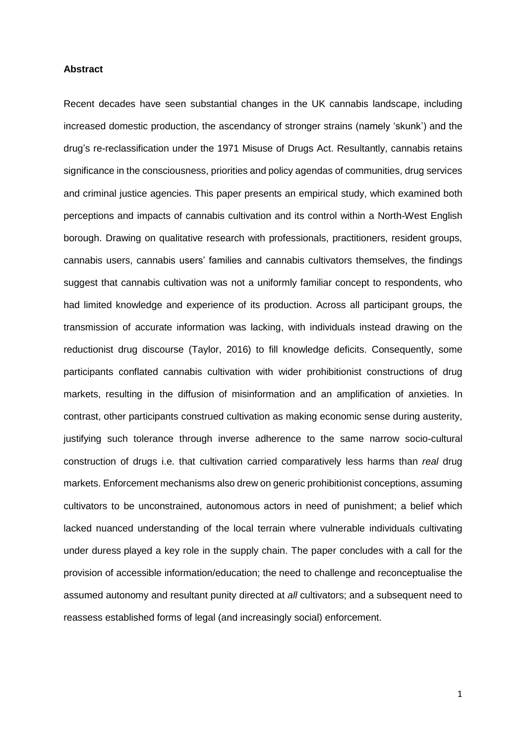**Abstract**

Recent decades have seen substantial changes in the UK cannabis landscape, including increased domestic production, the ascendancy of stronger strains (namely 'skunk') and the drug's re-reclassification under the 1971 Misuse of Drugs Act. Resultantly, cannabis retains significance in the consciousness, priorities and policy agendas of communities, drug services and criminal justice agencies. This paper presents an empirical study, which examined both perceptions and impacts of cannabis cultivation and its control within a North-West English borough. Drawing on qualitative research with professionals, practitioners, resident groups, cannabis users, cannabis users' families and cannabis cultivators themselves, the findings suggest that cannabis cultivation was not a uniformly familiar concept to respondents, who had limited knowledge and experience of its production. Across all participant groups, the transmission of accurate information was lacking, with individuals instead drawing on the reductionist drug discourse (Taylor, 2016) to fill knowledge deficits. Consequently, some participants conflated cannabis cultivation with wider prohibitionist constructions of drug markets, resulting in the diffusion of misinformation and an amplification of anxieties. In contrast, other participants construed cultivation as making economic sense during austerity, justifying such tolerance through inverse adherence to the same narrow socio-cultural construction of drugs i.e. that cultivation carried comparatively less harms than *real* drug markets. Enforcement mechanisms also drew on generic prohibitionist conceptions, assuming cultivators to be unconstrained, autonomous actors in need of punishment; a belief which lacked nuanced understanding of the local terrain where vulnerable individuals cultivating under duress played a key role in the supply chain. The paper concludes with a call for the provision of accessible information/education; the need to challenge and reconceptualise the assumed autonomy and resultant punity directed at *all* cultivators; and a subsequent need to reassess established forms of legal (and increasingly social) enforcement.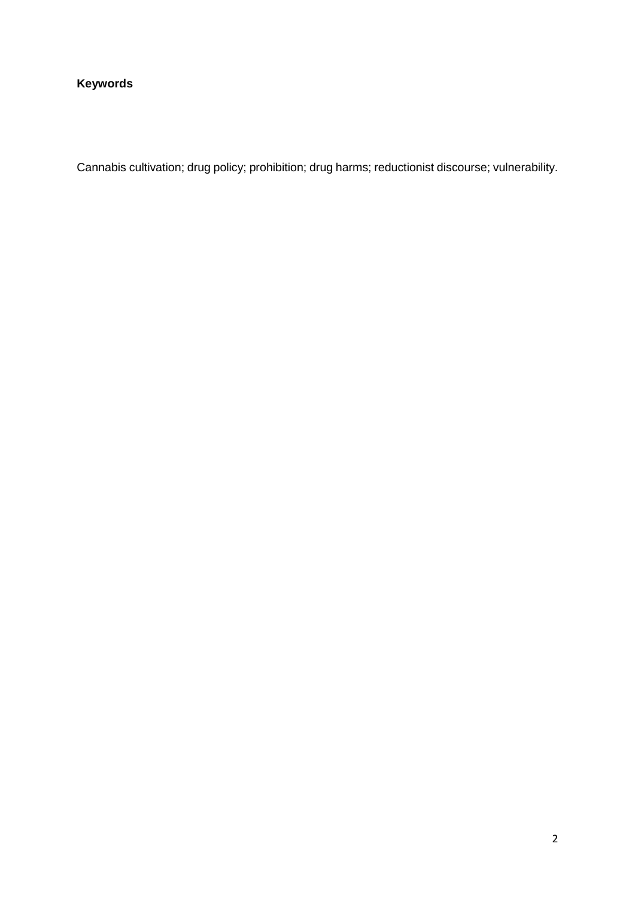**Keywords**

Cannabis cultivation; drug policy; prohibition; drug harms; reductionist discourse; vulnerability.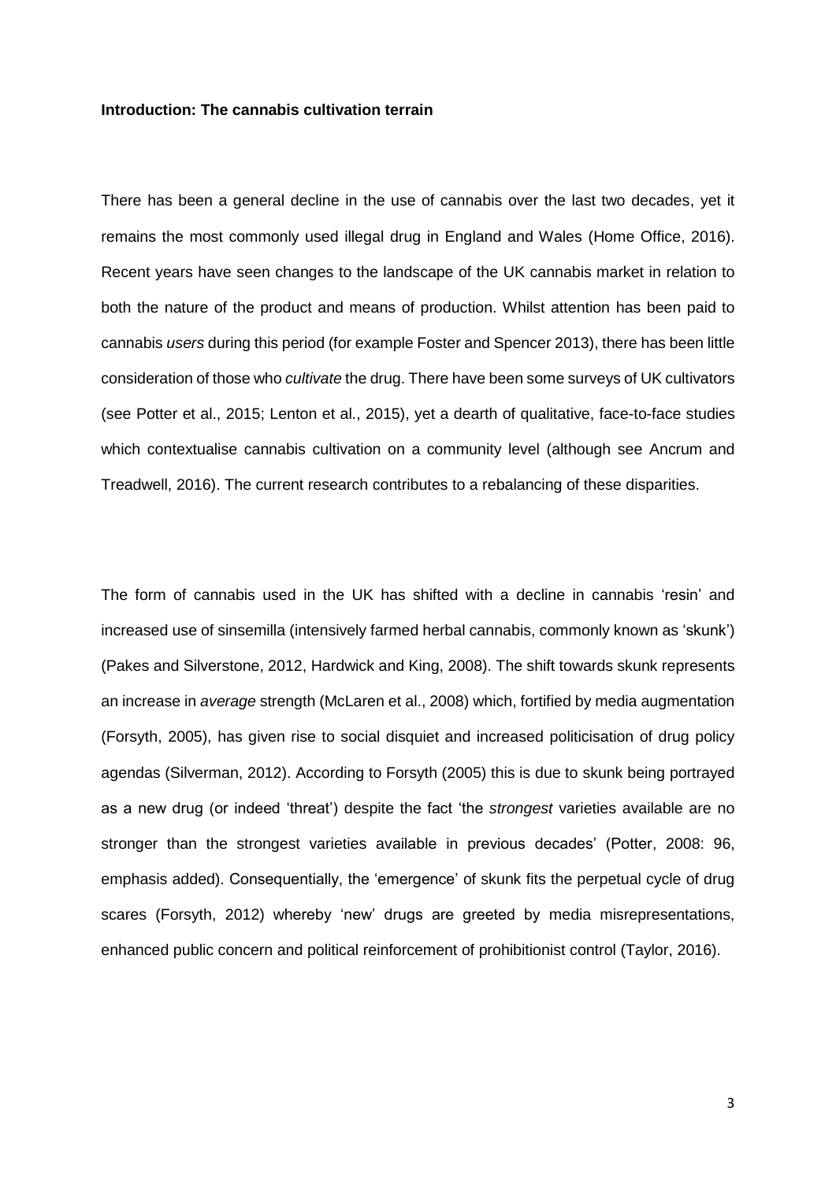**Introduction: The cannabis cultivation terrain**

There has been a general decline in the use of cannabis over the last two decades, yet it remains the most commonly used illegal drug in England and Wales (Home Office, 2016). Recent years have seen changes to the landscape of the UK cannabis market in relation to both the nature of the product and means of production. Whilst attention has been paid to cannabis *users* during this period (for example Foster and Spencer 2013), there has been little consideration of those who *cultivate* the drug. There have been some surveys of UK cultivators (see Potter et al., 2015; Lenton et al., 2015), yet a dearth of qualitative, face-to-face studies which contextualise cannabis cultivation on a community level (although see Ancrum and Treadwell, 2016). The current research contributes to a rebalancing of these disparities.

The form of cannabis used in the UK has shifted with a decline in cannabis 'resin' and increased use of sinsemilla (intensively farmed herbal cannabis, commonly known as 'skunk') (Pakes and Silverstone, 2012, Hardwick and King, 2008). The shift towards skunk represents an increase in *average* strength (McLaren et al., 2008) which, fortified by media augmentation (Forsyth, 2005), has given rise to social disquiet and increased politicisation of drug policy agendas (Silverman, 2012). According to Forsyth (2005) this is due to skunk being portrayed as a new drug (or indeed 'threat') despite the fact 'the *strongest* varieties available are no stronger than the strongest varieties available in previous decades' (Potter, 2008: 96, emphasis added). Consequentially, the 'emergence' of skunk fits the perpetual cycle of drug scares (Forsyth, 2012) whereby 'new' drugs are greeted by media misrepresentations, enhanced public concern and political reinforcement of prohibitionist control (Taylor, 2016).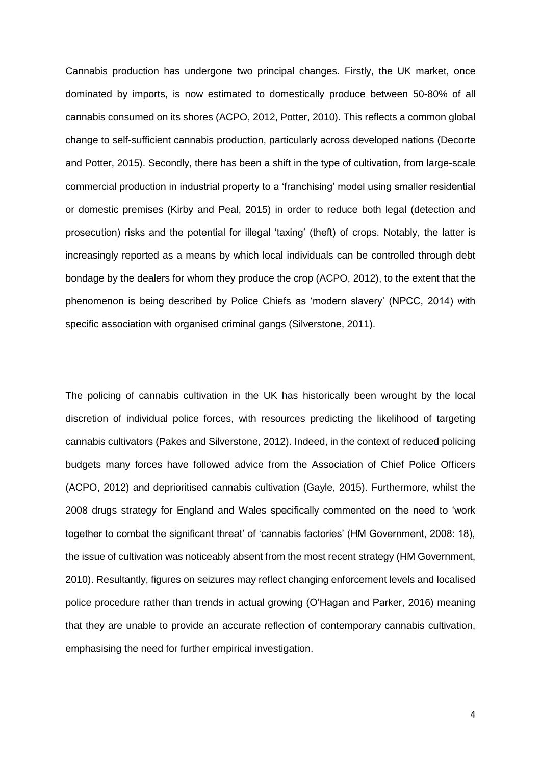Cannabis production has undergone two principal changes. Firstly, the UK market, once dominated by imports, is now estimated to domestically produce between 50-80% of all cannabis consumed on its shores (ACPO, 2012, Potter, 2010). This reflects a common global change to self-sufficient cannabis production, particularly across developed nations (Decorte and Potter, 2015). Secondly, there has been a shift in the type of cultivation, from large-scale commercial production in industrial property to a 'franchising' model using smaller residential or domestic premises (Kirby and Peal, 2015) in order to reduce both legal (detection and prosecution) risks and the potential for illegal 'taxing' (theft) of crops. Notably, the latter is increasingly reported as a means by which local individuals can be controlled through debt bondage by the dealers for whom they produce the crop (ACPO, 2012), to the extent that the phenomenon is being described by Police Chiefs as 'modern slavery' (NPCC, 2014) with specific association with organised criminal gangs (Silverstone, 2011).

The policing of cannabis cultivation in the UK has historically been wrought by the local discretion of individual police forces, with resources predicting the likelihood of targeting cannabis cultivators (Pakes and Silverstone, 2012). Indeed, in the context of reduced policing budgets many forces have followed advice from the Association of Chief Police Officers (ACPO, 2012) and deprioritised cannabis cultivation (Gayle, 2015). Furthermore, whilst the 2008 drugs strategy for England and Wales specifically commented on the need to 'work together to combat the significant threat' of 'cannabis factories' (HM Government, 2008: 18), the issue of cultivation was noticeably absent from the most recent strategy (HM Government, 2010). Resultantly, figures on seizures may reflect changing enforcement levels and localised police procedure rather than trends in actual growing (O'Hagan and Parker, 2016) meaning that they are unable to provide an accurate reflection of contemporary cannabis cultivation, emphasising the need for further empirical investigation.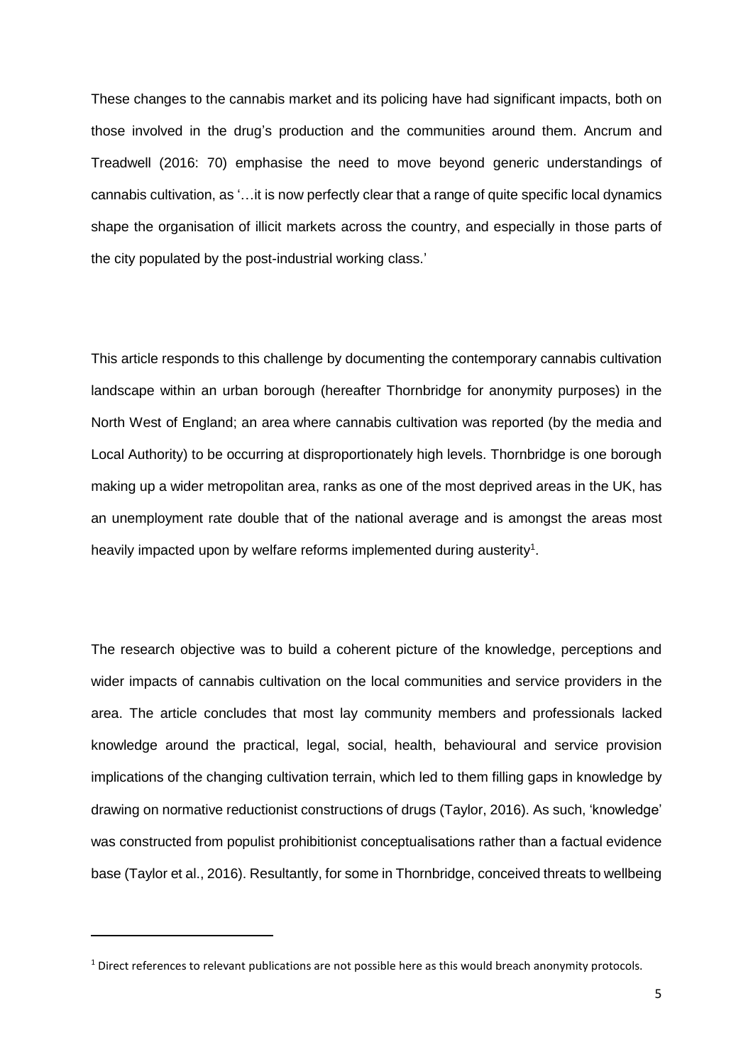These changes to the cannabis market and its policing have had significant impacts, both on those involved in the drug's production and the communities around them. Ancrum and Treadwell (2016: 70) emphasise the need to move beyond generic understandings of cannabis cultivation, as '…it is now perfectly clear that a range of quite specific local dynamics shape the organisation of illicit markets across the country, and especially in those parts of the city populated by the post-industrial working class.'

This article responds to this challenge by documenting the contemporary cannabis cultivation landscape within an urban borough (hereafter Thornbridge for anonymity purposes) in the North West of England; an area where cannabis cultivation was reported (by the media and Local Authority) to be occurring at disproportionately high levels. Thornbridge is one borough making up a wider metropolitan area, ranks as one of the most deprived areas in the UK, has an unemployment rate double that of the national average and is amongst the areas most heavily impacted upon by welfare reforms implemented during austerity[1].

The research objective was to build a coherent picture of the knowledge, perceptions and wider impacts of cannabis cultivation on the local communities and service providers in the area. The article concludes that most lay community members and professionals lacked knowledge around the practical, legal, social, health, behavioural and service provision implications of the changing cultivation terrain, which led to them filling gaps in knowledge by drawing on normative reductionist constructions of drugs (Taylor, 2016). As such, 'knowledge' was constructed from populist prohibitionist conceptualisations rather than a factual evidence base (Taylor et al., 2016). Resultantly, for some in Thornbridge, conceived threats to wellbeing

[1] Direct references to relevant publications are not possible here as this would breach anonymity protocols.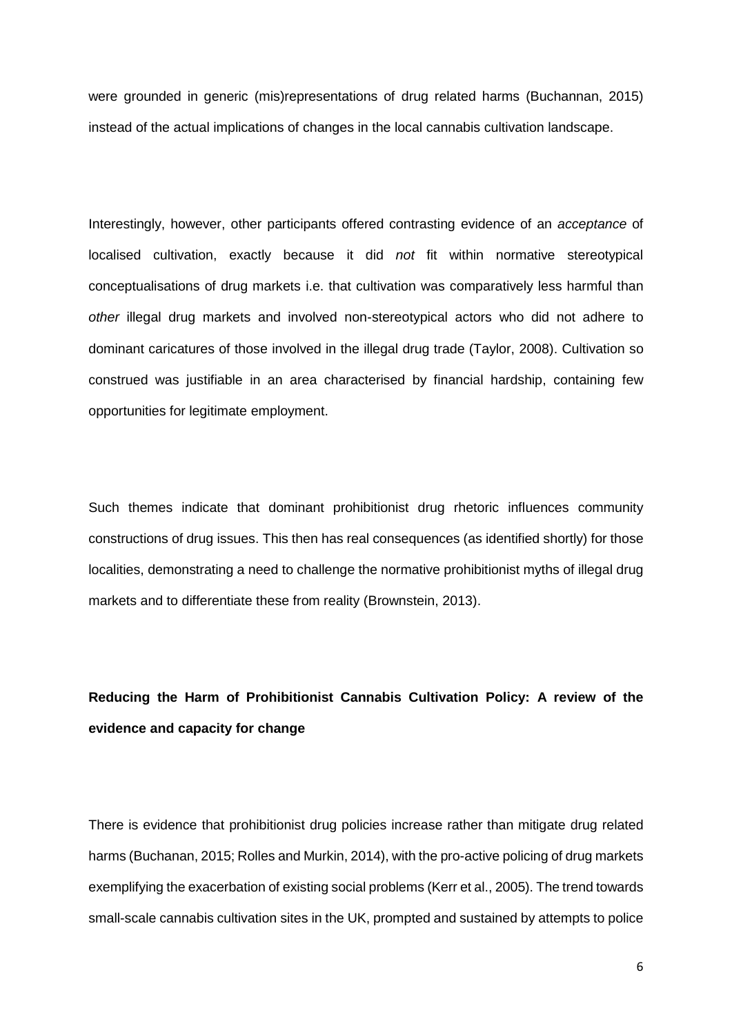were grounded in generic (mis)representations of drug related harms (Buchannan, 2015) instead of the actual implications of changes in the local cannabis cultivation landscape.

Interestingly, however, other participants offered contrasting evidence of an *acceptance* of localised cultivation, exactly because it did *not* fit within normative stereotypical conceptualisations of drug markets i.e. that cultivation was comparatively less harmful than *other* illegal drug markets and involved non-stereotypical actors who did not adhere to dominant caricatures of those involved in the illegal drug trade (Taylor, 2008). Cultivation so construed was justifiable in an area characterised by financial hardship, containing few opportunities for legitimate employment.

Such themes indicate that dominant prohibitionist drug rhetoric influences community constructions of drug issues. This then has real consequences (as identified shortly) for those localities, demonstrating a need to challenge the normative prohibitionist myths of illegal drug markets and to differentiate these from reality (Brownstein, 2013).

**Reducing the Harm of Prohibitionist Cannabis Cultivation Policy: A review of the evidence and capacity for change**

There is evidence that prohibitionist drug policies increase rather than mitigate drug related harms (Buchanan, 2015; Rolles and Murkin, 2014), with the pro-active policing of drug markets exemplifying the exacerbation of existing social problems (Kerr et al., 2005). The trend towards small-scale cannabis cultivation sites in the UK, prompted and sustained by attempts to police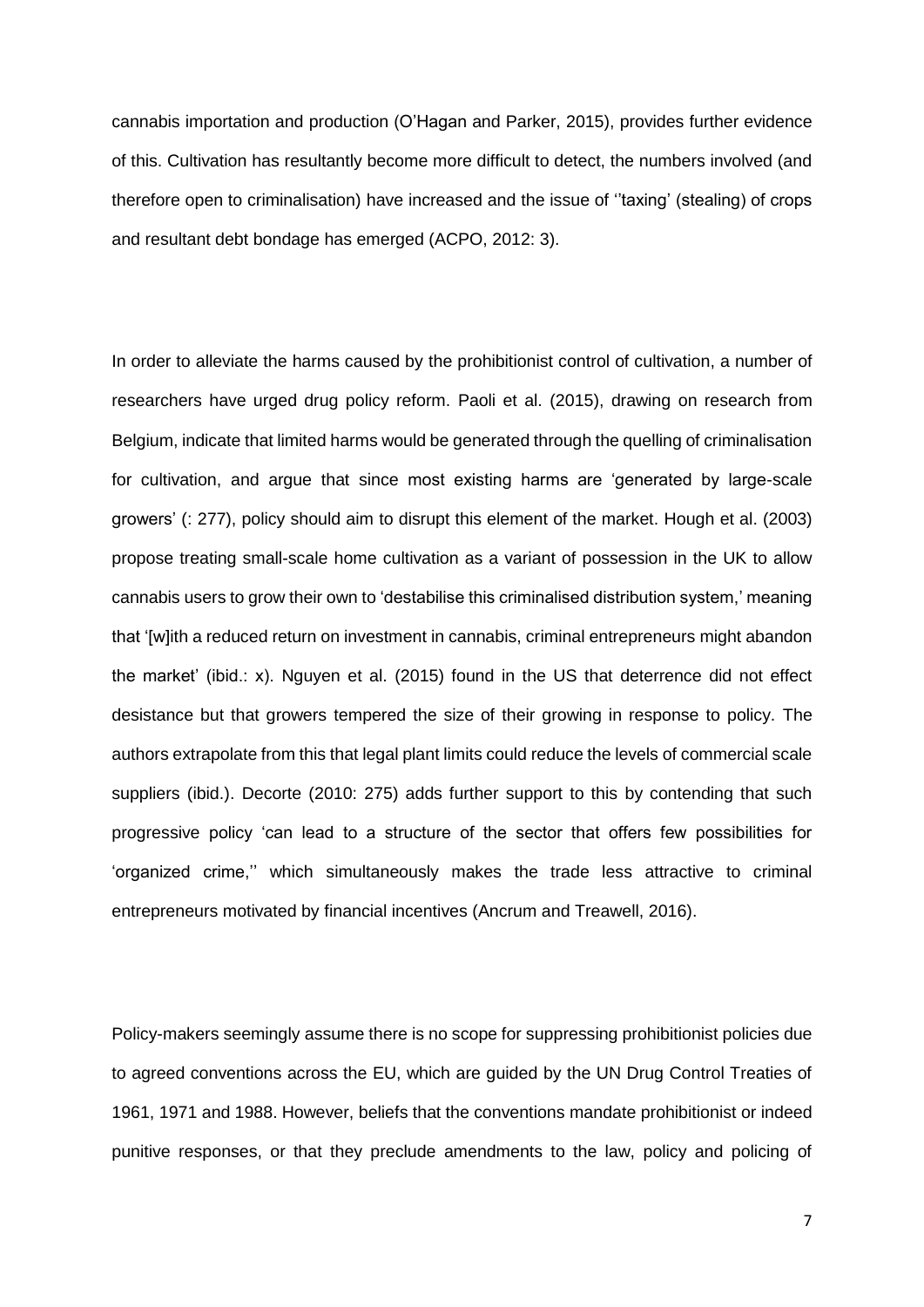cannabis importation and production (O'Hagan and Parker, 2015), provides further evidence of this. Cultivation has resultantly become more difficult to detect, the numbers involved (and therefore open to criminalisation) have increased and the issue of ''taxing' (stealing) of crops and resultant debt bondage has emerged (ACPO, 2012: 3).

In order to alleviate the harms caused by the prohibitionist control of cultivation, a number of researchers have urged drug policy reform. Paoli et al. (2015), drawing on research from Belgium, indicate that limited harms would be generated through the quelling of criminalisation for cultivation, and argue that since most existing harms are 'generated by large-scale growers' (: 277), policy should aim to disrupt this element of the market. Hough et al. (2003) propose treating small-scale home cultivation as a variant of possession in the UK to allow cannabis users to grow their own to 'destabilise this criminalised distribution system,' meaning that '[w]ith a reduced return on investment in cannabis, criminal entrepreneurs might abandon the market' (ibid.: x). Nguyen et al. (2015) found in the US that deterrence did not effect desistance but that growers tempered the size of their growing in response to policy. The authors extrapolate from this that legal plant limits could reduce the levels of commercial scale suppliers (ibid.). Decorte (2010: 275) adds further support to this by contending that such progressive policy 'can lead to a structure of the sector that offers few possibilities for 'organized crime,'' which simultaneously makes the trade less attractive to criminal entrepreneurs motivated by financial incentives (Ancrum and Treawell, 2016).

Policy-makers seemingly assume there is no scope for suppressing prohibitionist policies due to agreed conventions across the EU, which are guided by the UN Drug Control Treaties of 1961, 1971 and 1988. However, beliefs that the conventions mandate prohibitionist or indeed punitive responses, or that they preclude amendments to the law, policy and policing of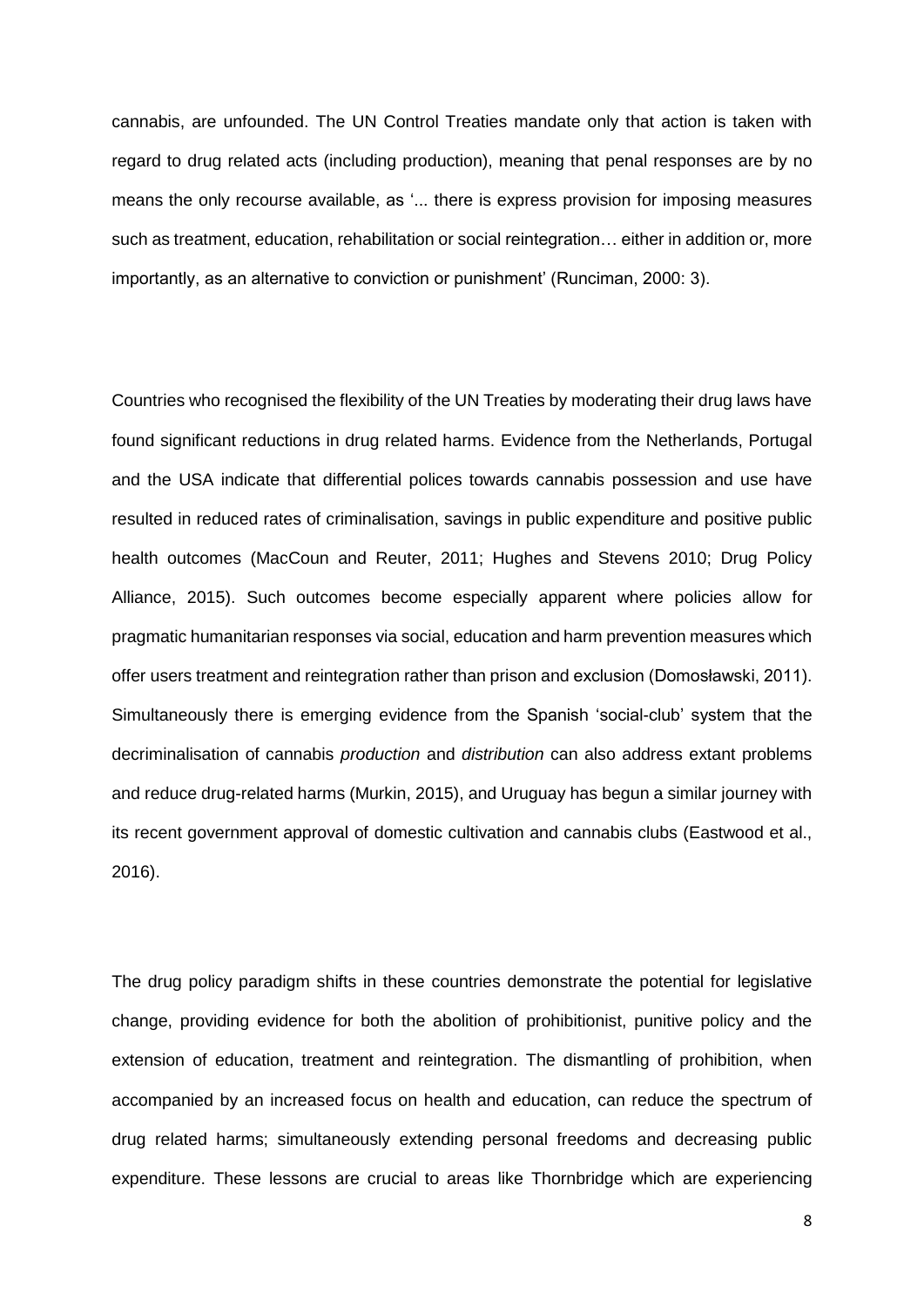cannabis, are unfounded. The UN Control Treaties mandate only that action is taken with regard to drug related acts (including production), meaning that penal responses are by no means the only recourse available, as '... there is express provision for imposing measures such as treatment, education, rehabilitation or social reintegration… either in addition or, more importantly, as an alternative to conviction or punishment' (Runciman, 2000: 3).

Countries who recognised the flexibility of the UN Treaties by moderating their drug laws have found significant reductions in drug related harms. Evidence from the Netherlands, Portugal and the USA indicate that differential polices towards cannabis possession and use have resulted in reduced rates of criminalisation, savings in public expenditure and positive public health outcomes (MacCoun and Reuter, 2011; Hughes and Stevens 2010; Drug Policy Alliance, 2015). Such outcomes become especially apparent where policies allow for pragmatic humanitarian responses via social, education and harm prevention measures which offer users treatment and reintegration rather than prison and exclusion (Domosławski, 2011). Simultaneously there is emerging evidence from the Spanish 'social-club' system that the decriminalisation of cannabis *production* and *distribution* can also address extant problems and reduce drug-related harms (Murkin, 2015), and Uruguay has begun a similar journey with its recent government approval of domestic cultivation and cannabis clubs (Eastwood et al., 2016).

The drug policy paradigm shifts in these countries demonstrate the potential for legislative change, providing evidence for both the abolition of prohibitionist, punitive policy and the extension of education, treatment and reintegration. The dismantling of prohibition, when accompanied by an increased focus on health and education, can reduce the spectrum of drug related harms; simultaneously extending personal freedoms and decreasing public expenditure. These lessons are crucial to areas like Thornbridge which are experiencing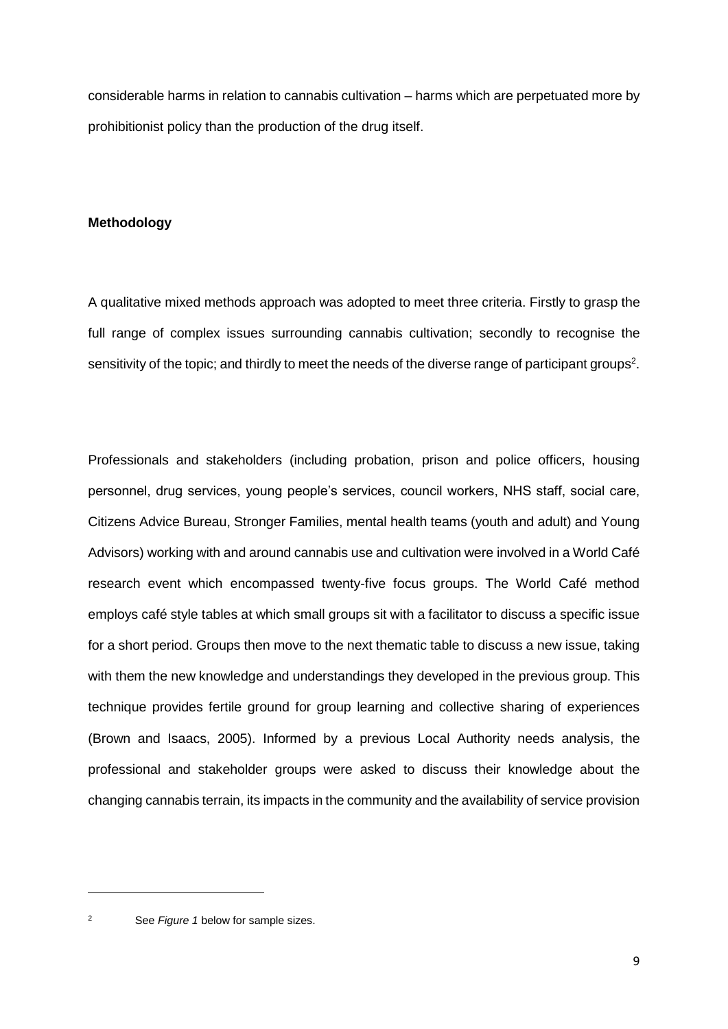considerable harms in relation to cannabis cultivation – harms which are perpetuated more by prohibitionist policy than the production of the drug itself.

**Methodology**

A qualitative mixed methods approach was adopted to meet three criteria. Firstly to grasp the full range of complex issues surrounding cannabis cultivation; secondly to recognise the sensitivity of the topic; and thirdly to meet the needs of the diverse range of participant groups[2].

Professionals and stakeholders (including probation, prison and police officers, housing personnel, drug services, young people's services, council workers, NHS staff, social care, Citizens Advice Bureau, Stronger Families, mental health teams (youth and adult) and Young Advisors) working with and around cannabis use and cultivation were involved in a World Café research event which encompassed twenty-five focus groups. The World Café method employs café style tables at which small groups sit with a facilitator to discuss a specific issue for a short period. Groups then move to the next thematic table to discuss a new issue, taking with them the new knowledge and understandings they developed in the previous group. This technique provides fertile ground for group learning and collective sharing of experiences (Brown and Isaacs, 2005). Informed by a previous Local Authority needs analysis, the professional and stakeholder groups were asked to discuss their knowledge about the changing cannabis terrain, its impacts in the community and the availability of service provision

[2] See *Figure 1* below for sample sizes.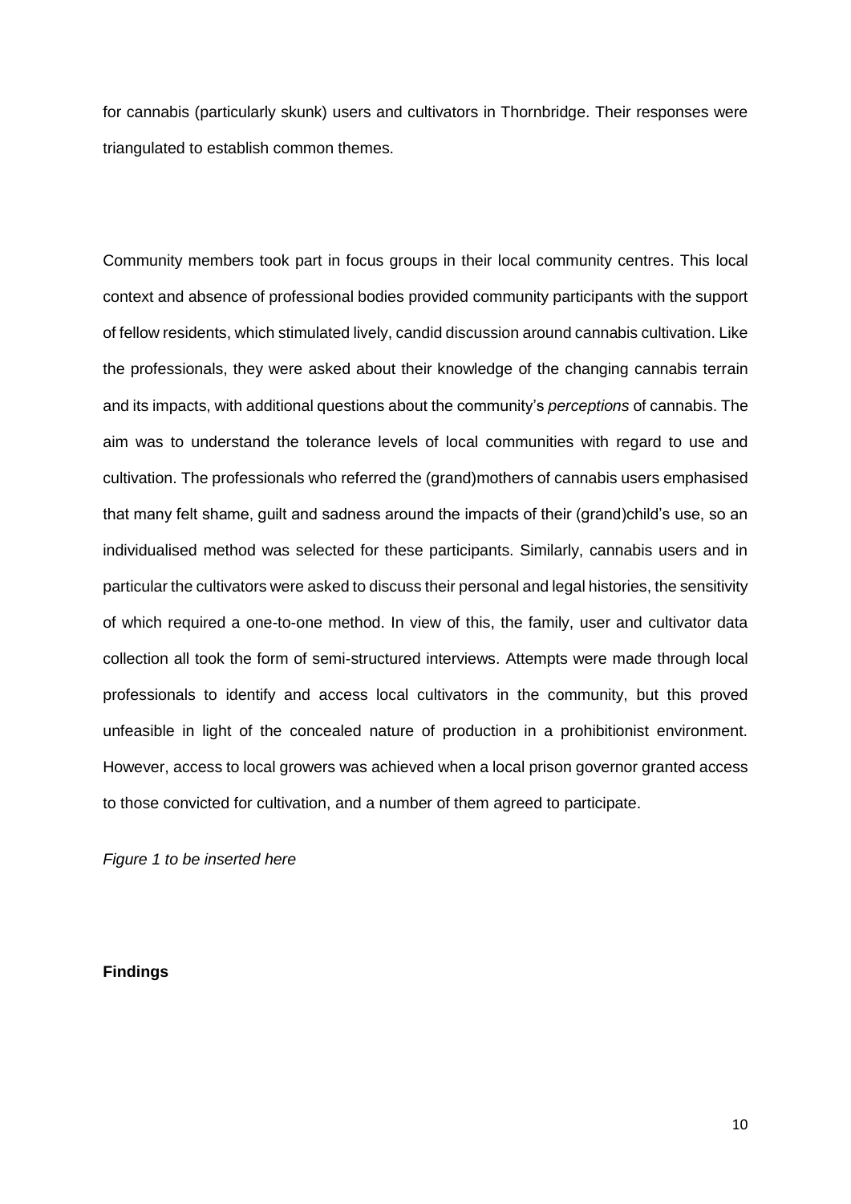for cannabis (particularly skunk) users and cultivators in Thornbridge. Their responses were triangulated to establish common themes.

Community members took part in focus groups in their local community centres. This local context and absence of professional bodies provided community participants with the support of fellow residents, which stimulated lively, candid discussion around cannabis cultivation. Like the professionals, they were asked about their knowledge of the changing cannabis terrain and its impacts, with additional questions about the community's *perceptions* of cannabis. The aim was to understand the tolerance levels of local communities with regard to use and cultivation. The professionals who referred the (grand)mothers of cannabis users emphasised that many felt shame, guilt and sadness around the impacts of their (grand)child's use, so an individualised method was selected for these participants. Similarly, cannabis users and in particular the cultivators were asked to discuss their personal and legal histories, the sensitivity of which required a one-to-one method. In view of this, the family, user and cultivator data collection all took the form of semi-structured interviews. Attempts were made through local professionals to identify and access local cultivators in the community, but this proved unfeasible in light of the concealed nature of production in a prohibitionist environment. However, access to local growers was achieved when a local prison governor granted access to those convicted for cultivation, and a number of them agreed to participate.

*Figure 1 to be inserted here*

**Findings**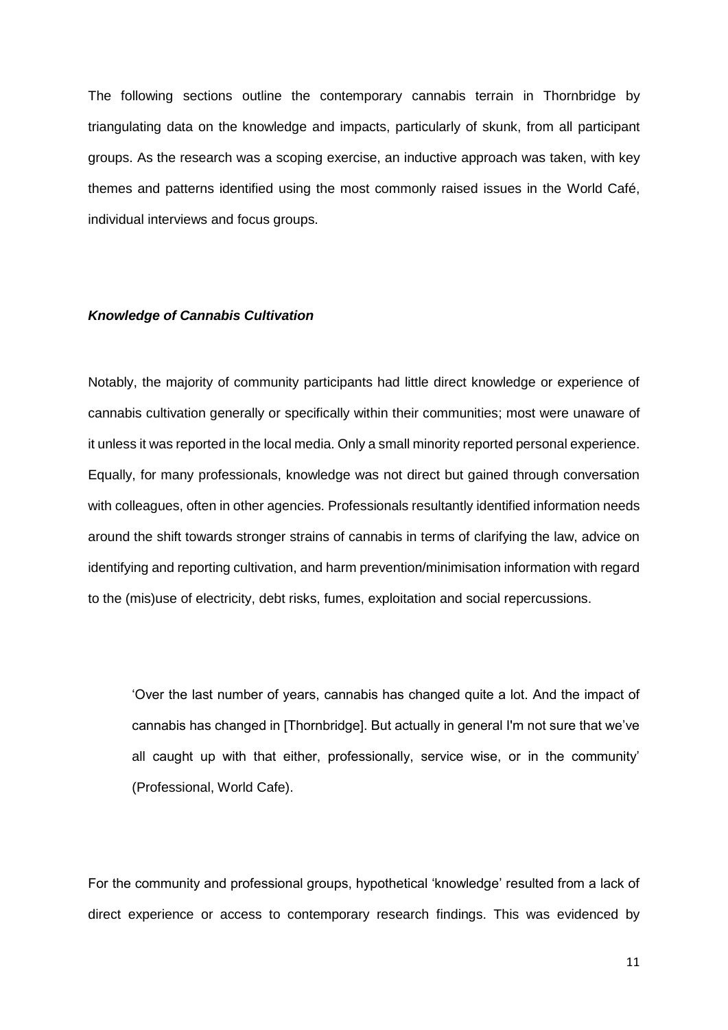The following sections outline the contemporary cannabis terrain in Thornbridge by triangulating data on the knowledge and impacts, particularly of skunk, from all participant groups. As the research was a scoping exercise, an inductive approach was taken, with key themes and patterns identified using the most commonly raised issues in the World Café, individual interviews and focus groups.

### ***Knowledge of Cannabis Cultivation***

Notably, the majority of community participants had little direct knowledge or experience of cannabis cultivation generally or specifically within their communities; most were unaware of it unless it was reported in the local media. Only a small minority reported personal experience. Equally, for many professionals, knowledge was not direct but gained through conversation with colleagues, often in other agencies. Professionals resultantly identified information needs around the shift towards stronger strains of cannabis in terms of clarifying the law, advice on identifying and reporting cultivation, and harm prevention/minimisation information with regard to the (mis)use of electricity, debt risks, fumes, exploitation and social repercussions.

> 'Over the last number of years, cannabis has changed quite a lot. And the impact of cannabis has changed in [Thornbridge]. But actually in general I'm not sure that we've all caught up with that either, professionally, service wise, or in the community' (Professional, World Cafe).

For the community and professional groups, hypothetical 'knowledge' resulted from a lack of direct experience or access to contemporary research findings. This was evidenced by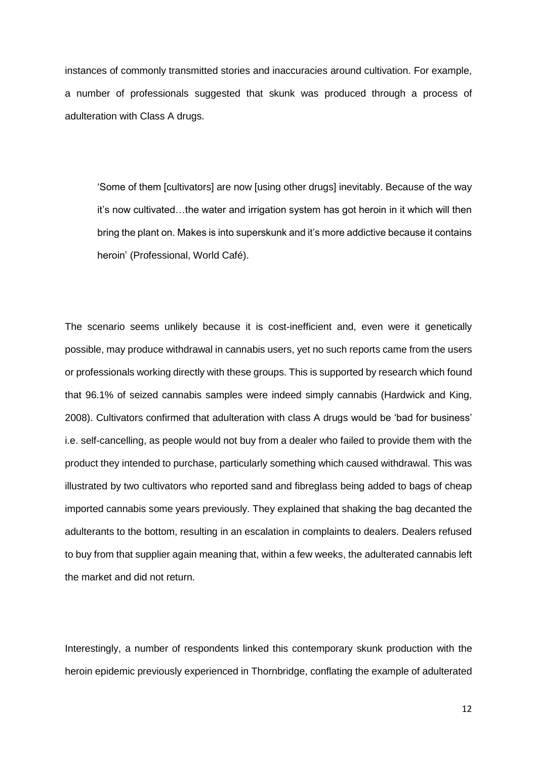instances of commonly transmitted stories and inaccuracies around cultivation. For example, a number of professionals suggested that skunk was produced through a process of adulteration with Class A drugs.

> 'Some of them [cultivators] are now [using other drugs] inevitably. Because of the way it's now cultivated…the water and irrigation system has got heroin in it which will then bring the plant on. Makes is into superskunk and it's more addictive because it contains heroin' (Professional, World Café).

The scenario seems unlikely because it is cost-inefficient and, even were it genetically possible, may produce withdrawal in cannabis users, yet no such reports came from the users or professionals working directly with these groups. This is supported by research which found that 96.1% of seized cannabis samples were indeed simply cannabis (Hardwick and King, 2008). Cultivators confirmed that adulteration with class A drugs would be 'bad for business' i.e. self-cancelling, as people would not buy from a dealer who failed to provide them with the product they intended to purchase, particularly something which caused withdrawal. This was illustrated by two cultivators who reported sand and fibreglass being added to bags of cheap imported cannabis some years previously. They explained that shaking the bag decanted the adulterants to the bottom, resulting in an escalation in complaints to dealers. Dealers refused to buy from that supplier again meaning that, within a few weeks, the adulterated cannabis left the market and did not return.

Interestingly, a number of respondents linked this contemporary skunk production with the heroin epidemic previously experienced in Thornbridge, conflating the example of adulterated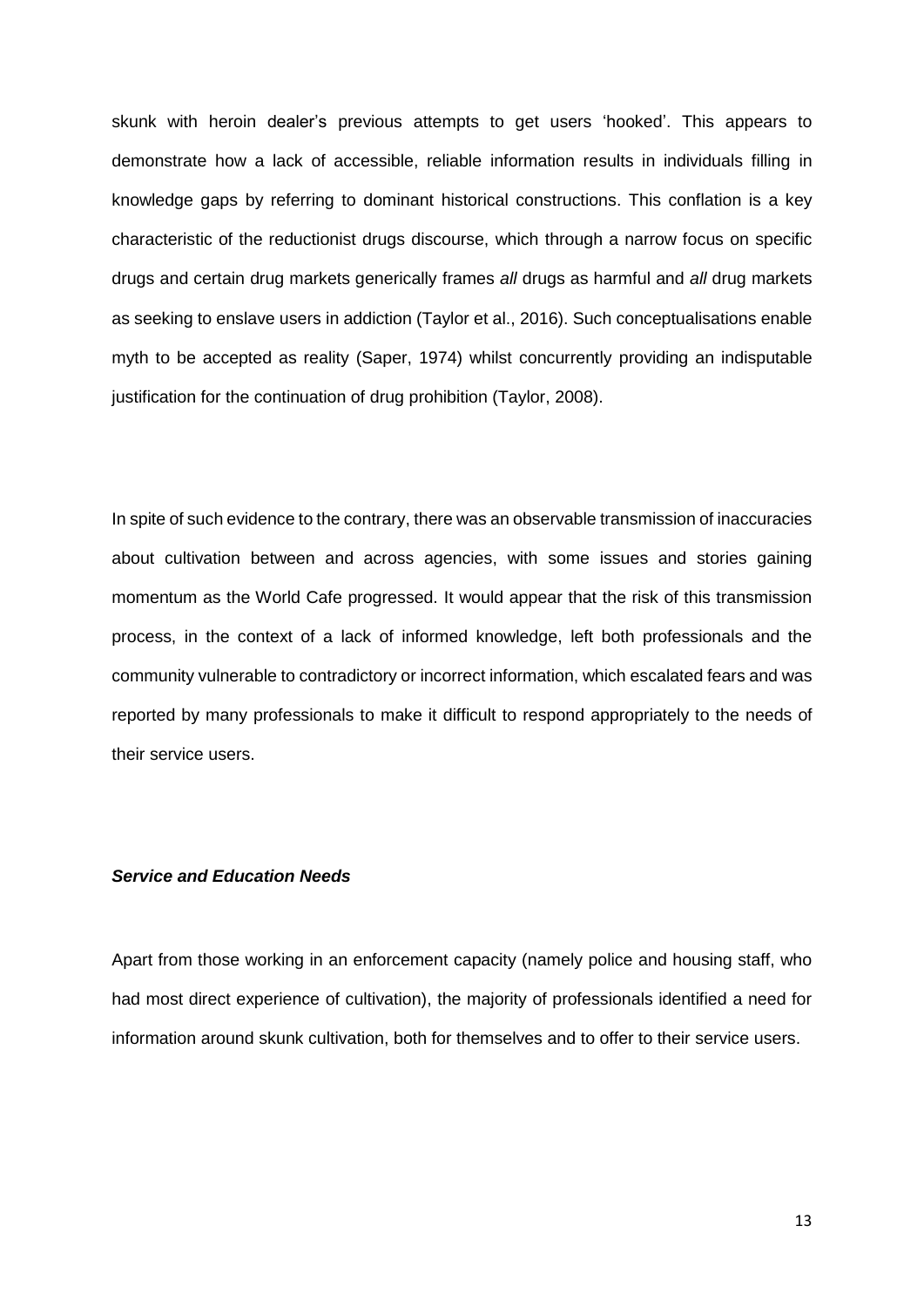skunk with heroin dealer's previous attempts to get users 'hooked'. This appears to demonstrate how a lack of accessible, reliable information results in individuals filling in knowledge gaps by referring to dominant historical constructions. This conflation is a key characteristic of the reductionist drugs discourse, which through a narrow focus on specific drugs and certain drug markets generically frames *all* drugs as harmful and *all* drug markets as seeking to enslave users in addiction (Taylor et al., 2016). Such conceptualisations enable myth to be accepted as reality (Saper, 1974) whilst concurrently providing an indisputable justification for the continuation of drug prohibition (Taylor, 2008).

In spite of such evidence to the contrary, there was an observable transmission of inaccuracies about cultivation between and across agencies, with some issues and stories gaining momentum as the World Cafe progressed. It would appear that the risk of this transmission process, in the context of a lack of informed knowledge, left both professionals and the community vulnerable to contradictory or incorrect information, which escalated fears and was reported by many professionals to make it difficult to respond appropriately to the needs of their service users.

***Service and Education Needs***

Apart from those working in an enforcement capacity (namely police and housing staff, who had most direct experience of cultivation), the majority of professionals identified a need for information around skunk cultivation, both for themselves and to offer to their service users.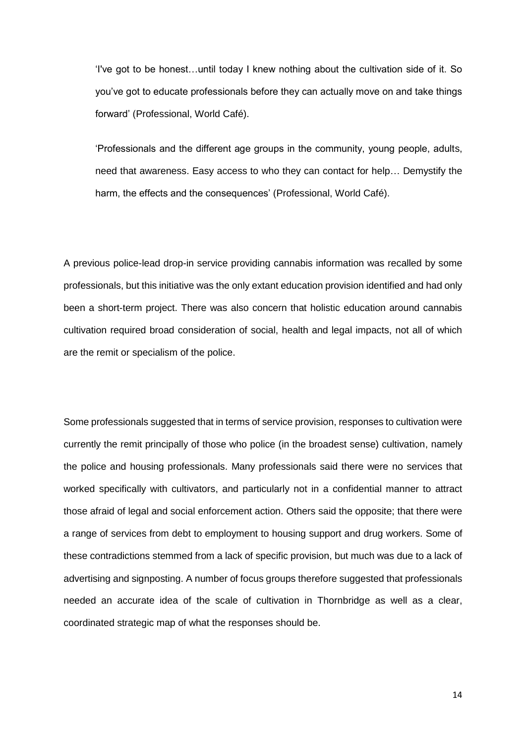> 'I've got to be honest…until today I knew nothing about the cultivation side of it. So you've got to educate professionals before they can actually move on and take things forward' (Professional, World Café).

> 'Professionals and the different age groups in the community, young people, adults, need that awareness. Easy access to who they can contact for help… Demystify the harm, the effects and the consequences' (Professional, World Café).

A previous police-lead drop-in service providing cannabis information was recalled by some professionals, but this initiative was the only extant education provision identified and had only been a short-term project. There was also concern that holistic education around cannabis cultivation required broad consideration of social, health and legal impacts, not all of which are the remit or specialism of the police.

Some professionals suggested that in terms of service provision, responses to cultivation were currently the remit principally of those who police (in the broadest sense) cultivation, namely the police and housing professionals. Many professionals said there were no services that worked specifically with cultivators, and particularly not in a confidential manner to attract those afraid of legal and social enforcement action. Others said the opposite; that there were a range of services from debt to employment to housing support and drug workers. Some of these contradictions stemmed from a lack of specific provision, but much was due to a lack of advertising and signposting. A number of focus groups therefore suggested that professionals needed an accurate idea of the scale of cultivation in Thornbridge as well as a clear, coordinated strategic map of what the responses should be.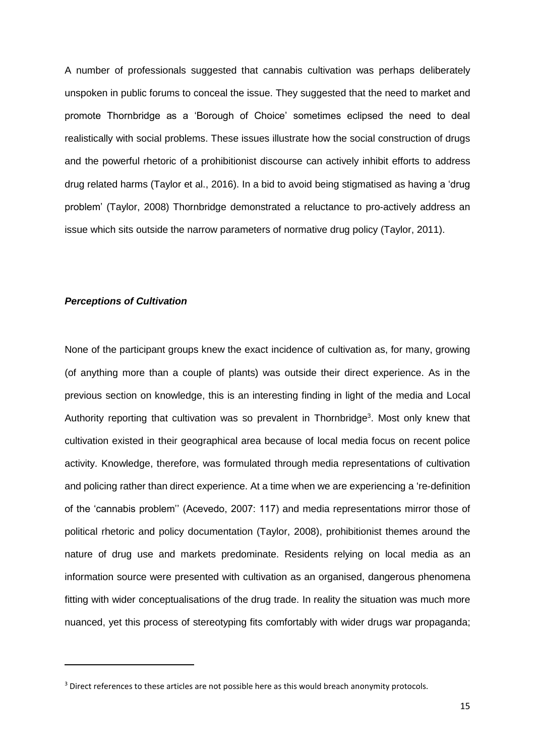A number of professionals suggested that cannabis cultivation was perhaps deliberately unspoken in public forums to conceal the issue. They suggested that the need to market and promote Thornbridge as a 'Borough of Choice' sometimes eclipsed the need to deal realistically with social problems. These issues illustrate how the social construction of drugs and the powerful rhetoric of a prohibitionist discourse can actively inhibit efforts to address drug related harms (Taylor et al., 2016). In a bid to avoid being stigmatised as having a 'drug problem' (Taylor, 2008) Thornbridge demonstrated a reluctance to pro-actively address an issue which sits outside the narrow parameters of normative drug policy (Taylor, 2011).

### ***Perceptions of Cultivation***

None of the participant groups knew the exact incidence of cultivation as, for many, growing (of anything more than a couple of plants) was outside their direct experience. As in the previous section on knowledge, this is an interesting finding in light of the media and Local Authority reporting that cultivation was so prevalent in Thornbridge[3]. Most only knew that cultivation existed in their geographical area because of local media focus on recent police activity. Knowledge, therefore, was formulated through media representations of cultivation and policing rather than direct experience. At a time when we are experiencing a 're-definition of the 'cannabis problem'' (Acevedo, 2007: 117) and media representations mirror those of political rhetoric and policy documentation (Taylor, 2008), prohibitionist themes around the nature of drug use and markets predominate. Residents relying on local media as an information source were presented with cultivation as an organised, dangerous phenomena fitting with wider conceptualisations of the drug trade. In reality the situation was much more nuanced, yet this process of stereotyping fits comfortably with wider drugs war propaganda;

[3] Direct references to these articles are not possible here as this would breach anonymity protocols.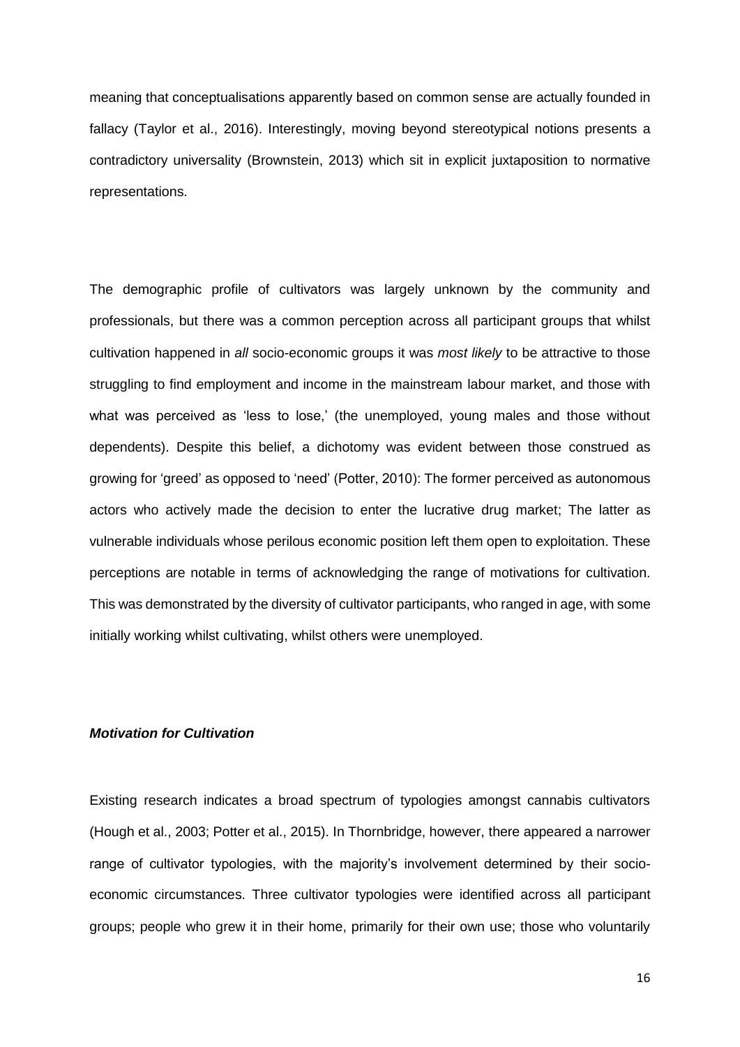meaning that conceptualisations apparently based on common sense are actually founded in fallacy (Taylor et al., 2016). Interestingly, moving beyond stereotypical notions presents a contradictory universality (Brownstein, 2013) which sit in explicit juxtaposition to normative representations.

The demographic profile of cultivators was largely unknown by the community and professionals, but there was a common perception across all participant groups that whilst cultivation happened in *all* socio-economic groups it was *most likely* to be attractive to those struggling to find employment and income in the mainstream labour market, and those with what was perceived as 'less to lose,' (the unemployed, young males and those without dependents). Despite this belief, a dichotomy was evident between those construed as growing for 'greed' as opposed to 'need' (Potter, 2010): The former perceived as autonomous actors who actively made the decision to enter the lucrative drug market; The latter as vulnerable individuals whose perilous economic position left them open to exploitation. These perceptions are notable in terms of acknowledging the range of motivations for cultivation. This was demonstrated by the diversity of cultivator participants, who ranged in age, with some initially working whilst cultivating, whilst others were unemployed.

### ***Motivation for Cultivation***

Existing research indicates a broad spectrum of typologies amongst cannabis cultivators (Hough et al., 2003; Potter et al., 2015). In Thornbridge, however, there appeared a narrower range of cultivator typologies, with the majority's involvement determined by their socio-economic circumstances. Three cultivator typologies were identified across all participant groups; people who grew it in their home, primarily for their own use; those who voluntarily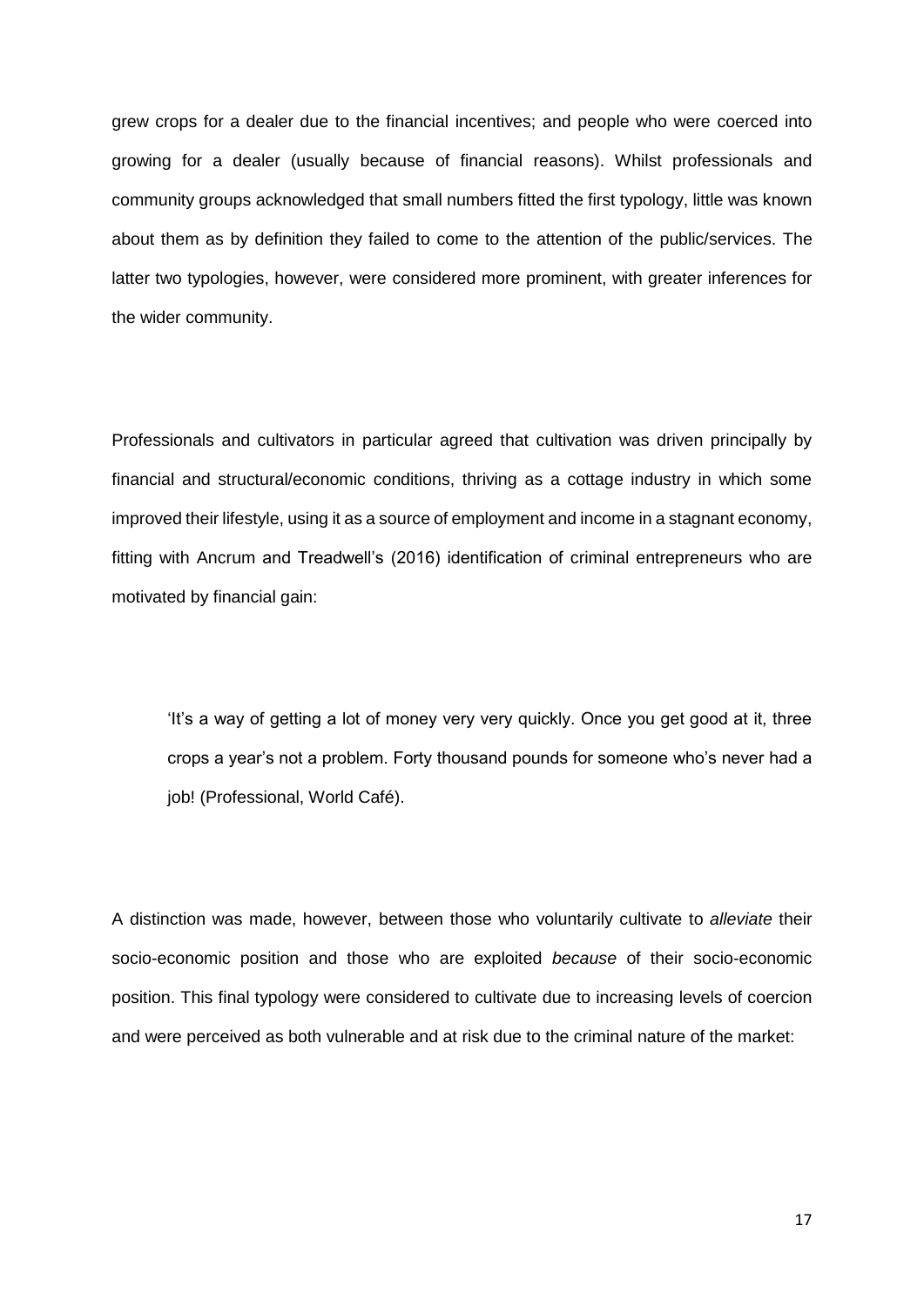grew crops for a dealer due to the financial incentives; and people who were coerced into growing for a dealer (usually because of financial reasons). Whilst professionals and community groups acknowledged that small numbers fitted the first typology, little was known about them as by definition they failed to come to the attention of the public/services. The latter two typologies, however, were considered more prominent, with greater inferences for the wider community.

Professionals and cultivators in particular agreed that cultivation was driven principally by financial and structural/economic conditions, thriving as a cottage industry in which some improved their lifestyle, using it as a source of employment and income in a stagnant economy, fitting with Ancrum and Treadwell's (2016) identification of criminal entrepreneurs who are motivated by financial gain:

> 'It's a way of getting a lot of money very very quickly. Once you get good at it, three crops a year's not a problem. Forty thousand pounds for someone who's never had a job! (Professional, World Café).

A distinction was made, however, between those who voluntarily cultivate to *alleviate* their socio-economic position and those who are exploited *because* of their socio-economic position. This final typology were considered to cultivate due to increasing levels of coercion and were perceived as both vulnerable and at risk due to the criminal nature of the market: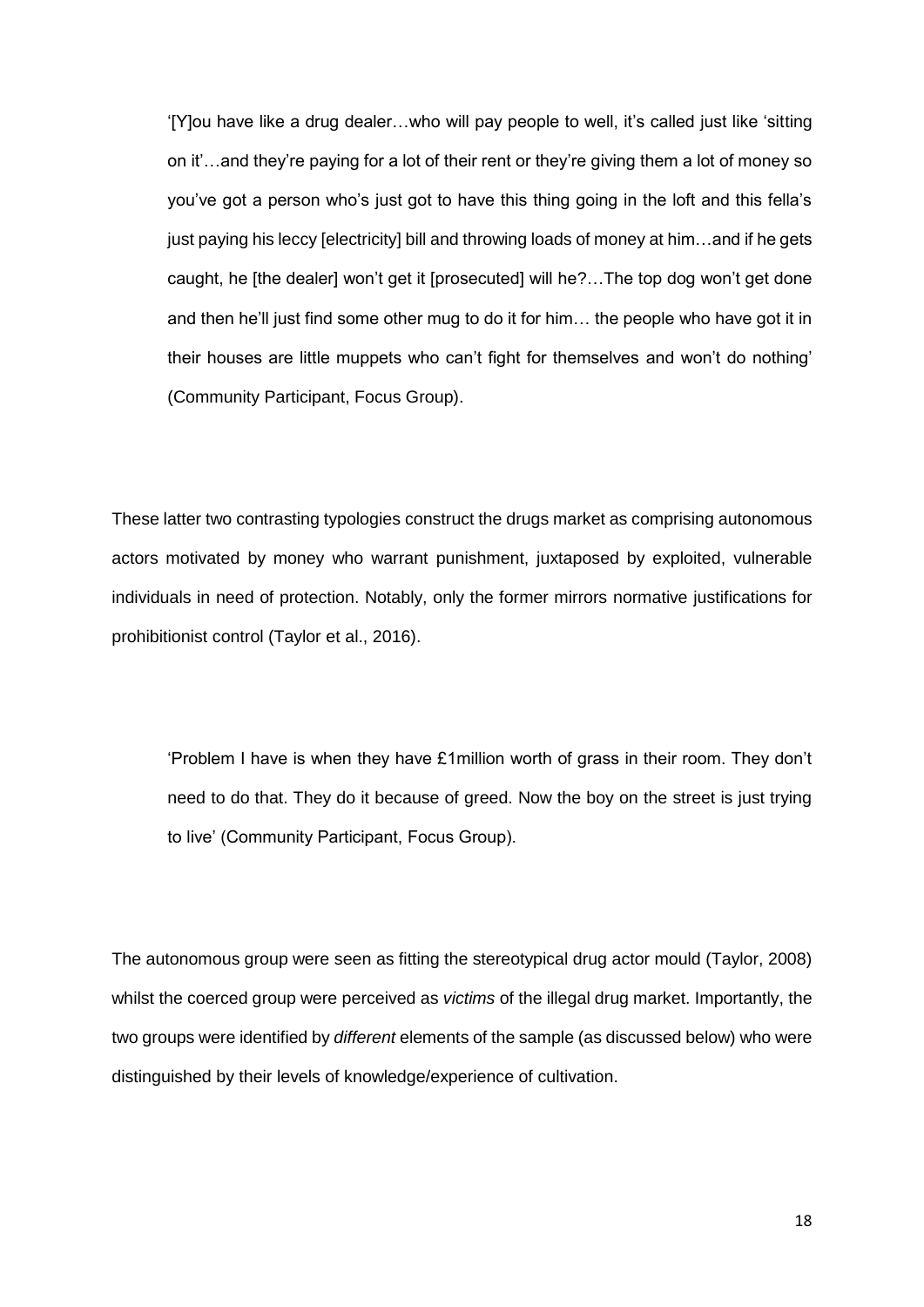> '[Y]ou have like a drug dealer…who will pay people to well, it's called just like 'sitting on it'…and they're paying for a lot of their rent or they're giving them a lot of money so you've got a person who's just got to have this thing going in the loft and this fella's just paying his leccy [electricity] bill and throwing loads of money at him…and if he gets caught, he [the dealer] won't get it [prosecuted] will he?…The top dog won't get done and then he'll just find some other mug to do it for him… the people who have got it in their houses are little muppets who can't fight for themselves and won't do nothing' (Community Participant, Focus Group).

These latter two contrasting typologies construct the drugs market as comprising autonomous actors motivated by money who warrant punishment, juxtaposed by exploited, vulnerable individuals in need of protection. Notably, only the former mirrors normative justifications for prohibitionist control (Taylor et al., 2016).

> 'Problem I have is when they have £1million worth of grass in their room. They don't need to do that. They do it because of greed. Now the boy on the street is just trying to live' (Community Participant, Focus Group).

The autonomous group were seen as fitting the stereotypical drug actor mould (Taylor, 2008) whilst the coerced group were perceived as *victims* of the illegal drug market. Importantly, the two groups were identified by *different* elements of the sample (as discussed below) who were distinguished by their levels of knowledge/experience of cultivation.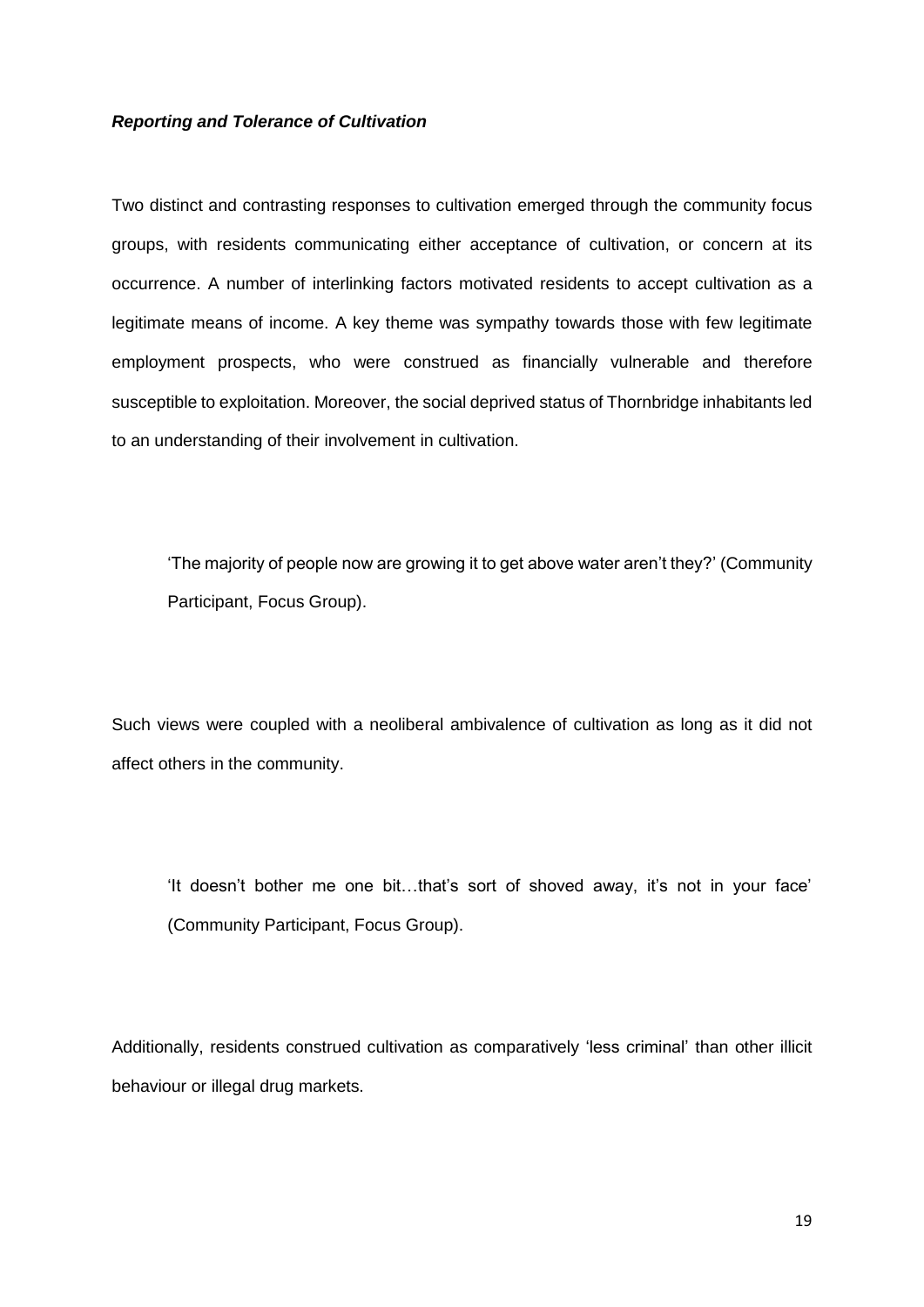### ***Reporting and Tolerance of Cultivation***

Two distinct and contrasting responses to cultivation emerged through the community focus groups, with residents communicating either acceptance of cultivation, or concern at its occurrence. A number of interlinking factors motivated residents to accept cultivation as a legitimate means of income. A key theme was sympathy towards those with few legitimate employment prospects, who were construed as financially vulnerable and therefore susceptible to exploitation. Moreover, the social deprived status of Thornbridge inhabitants led to an understanding of their involvement in cultivation.

> 'The majority of people now are growing it to get above water aren't they?' (Community Participant, Focus Group).

Such views were coupled with a neoliberal ambivalence of cultivation as long as it did not affect others in the community.

> 'It doesn't bother me one bit…that's sort of shoved away, it's not in your face' (Community Participant, Focus Group).

Additionally, residents construed cultivation as comparatively 'less criminal' than other illicit behaviour or illegal drug markets.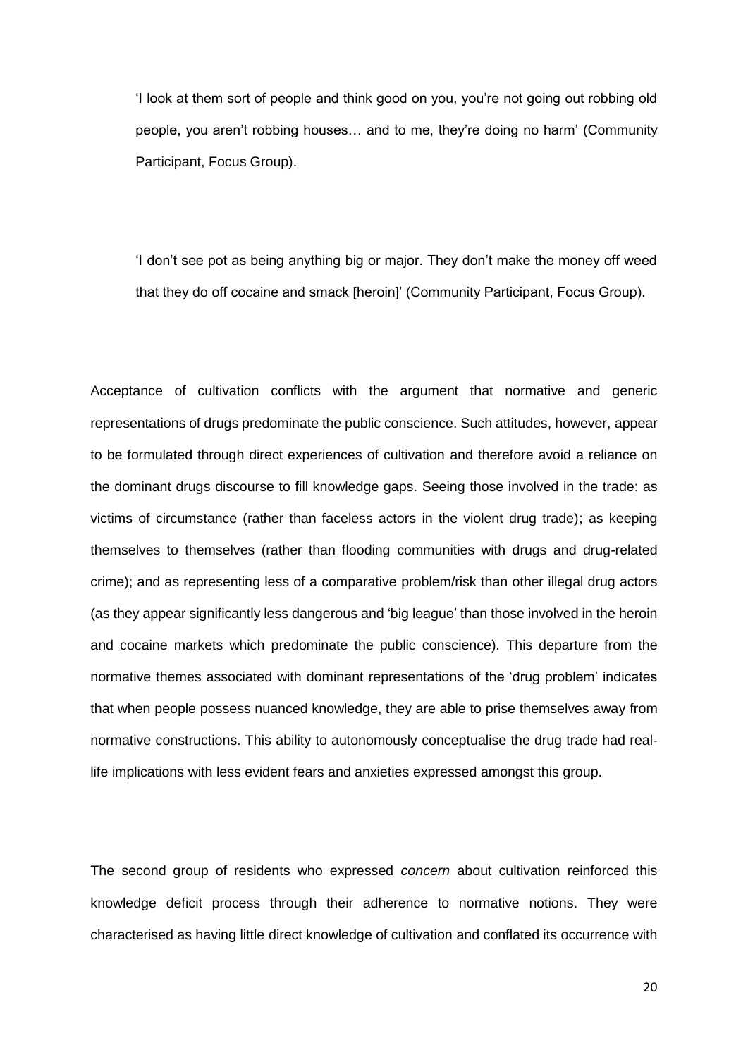> 'I look at them sort of people and think good on you, you're not going out robbing old people, you aren't robbing houses… and to me, they're doing no harm' (Community Participant, Focus Group).

> 'I don't see pot as being anything big or major. They don't make the money off weed that they do off cocaine and smack [heroin]' (Community Participant, Focus Group).

Acceptance of cultivation conflicts with the argument that normative and generic representations of drugs predominate the public conscience. Such attitudes, however, appear to be formulated through direct experiences of cultivation and therefore avoid a reliance on the dominant drugs discourse to fill knowledge gaps. Seeing those involved in the trade: as victims of circumstance (rather than faceless actors in the violent drug trade); as keeping themselves to themselves (rather than flooding communities with drugs and drug-related crime); and as representing less of a comparative problem/risk than other illegal drug actors (as they appear significantly less dangerous and 'big league' than those involved in the heroin and cocaine markets which predominate the public conscience). This departure from the normative themes associated with dominant representations of the 'drug problem' indicates that when people possess nuanced knowledge, they are able to prise themselves away from normative constructions. This ability to autonomously conceptualise the drug trade had real-life implications with less evident fears and anxieties expressed amongst this group.

The second group of residents who expressed *concern* about cultivation reinforced this knowledge deficit process through their adherence to normative notions. They were characterised as having little direct knowledge of cultivation and conflated its occurrence with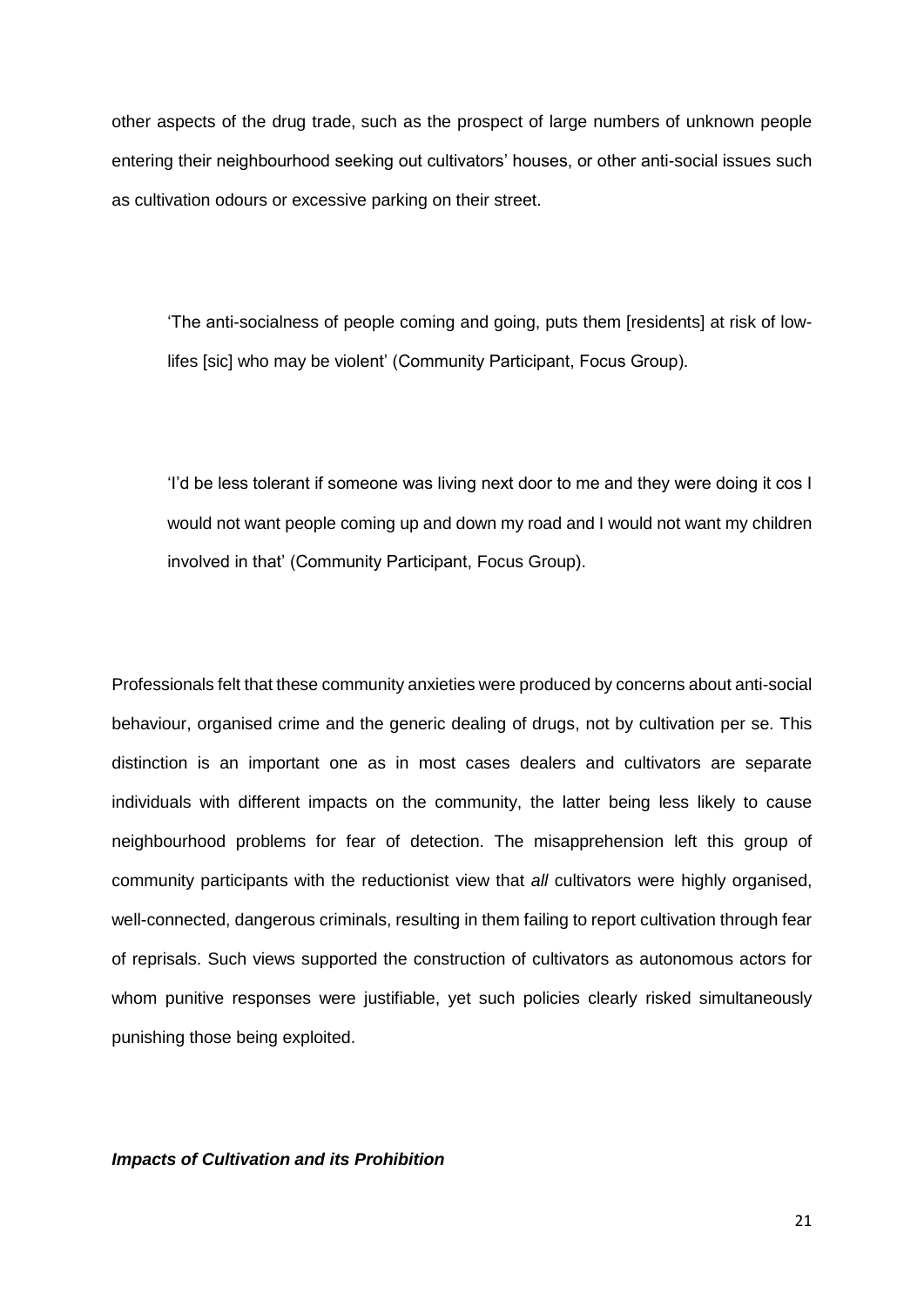other aspects of the drug trade, such as the prospect of large numbers of unknown people entering their neighbourhood seeking out cultivators' houses, or other anti-social issues such as cultivation odours or excessive parking on their street.

> 'The anti-socialness of people coming and going, puts them [residents] at risk of low-lifes [sic] who may be violent' (Community Participant, Focus Group).

> 'I'd be less tolerant if someone was living next door to me and they were doing it cos I would not want people coming up and down my road and I would not want my children involved in that' (Community Participant, Focus Group).

Professionals felt that these community anxieties were produced by concerns about anti-social behaviour, organised crime and the generic dealing of drugs, not by cultivation per se. This distinction is an important one as in most cases dealers and cultivators are separate individuals with different impacts on the community, the latter being less likely to cause neighbourhood problems for fear of detection. The misapprehension left this group of community participants with the reductionist view that *all* cultivators were highly organised, well-connected, dangerous criminals, resulting in them failing to report cultivation through fear of reprisals. Such views supported the construction of cultivators as autonomous actors for whom punitive responses were justifiable, yet such policies clearly risked simultaneously punishing those being exploited.

### ***Impacts of Cultivation and its Prohibition***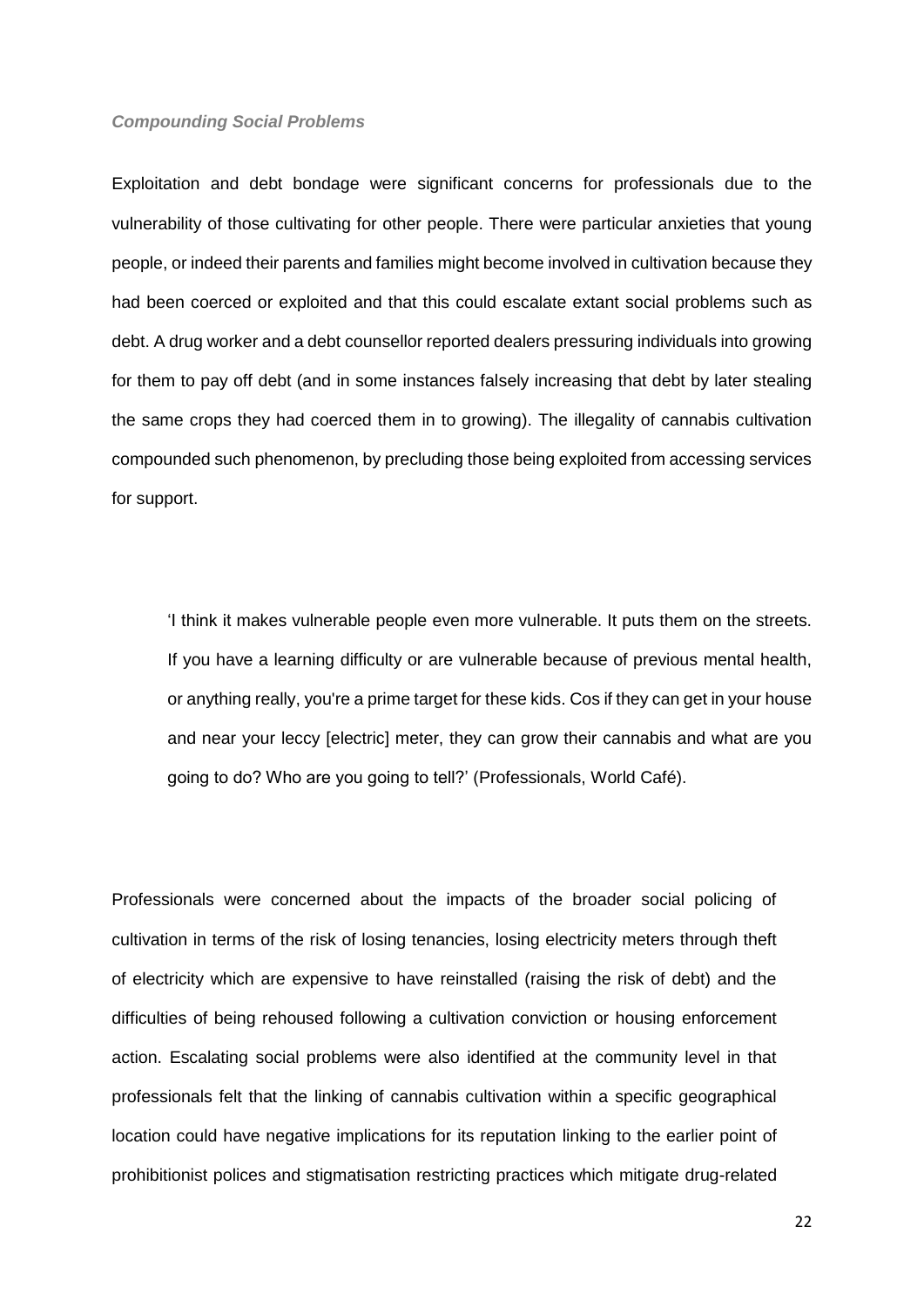***Compounding Social Problems***

Exploitation and debt bondage were significant concerns for professionals due to the vulnerability of those cultivating for other people. There were particular anxieties that young people, or indeed their parents and families might become involved in cultivation because they had been coerced or exploited and that this could escalate extant social problems such as debt. A drug worker and a debt counsellor reported dealers pressuring individuals into growing for them to pay off debt (and in some instances falsely increasing that debt by later stealing the same crops they had coerced them in to growing). The illegality of cannabis cultivation compounded such phenomenon, by precluding those being exploited from accessing services for support.

> 'I think it makes vulnerable people even more vulnerable. It puts them on the streets. If you have a learning difficulty or are vulnerable because of previous mental health, or anything really, you're a prime target for these kids. Cos if they can get in your house and near your leccy [electric] meter, they can grow their cannabis and what are you going to do? Who are you going to tell?' (Professionals, World Café).

Professionals were concerned about the impacts of the broader social policing of cultivation in terms of the risk of losing tenancies, losing electricity meters through theft of electricity which are expensive to have reinstalled (raising the risk of debt) and the difficulties of being rehoused following a cultivation conviction or housing enforcement action. Escalating social problems were also identified at the community level in that professionals felt that the linking of cannabis cultivation within a specific geographical location could have negative implications for its reputation linking to the earlier point of prohibitionist polices and stigmatisation restricting practices which mitigate drug-related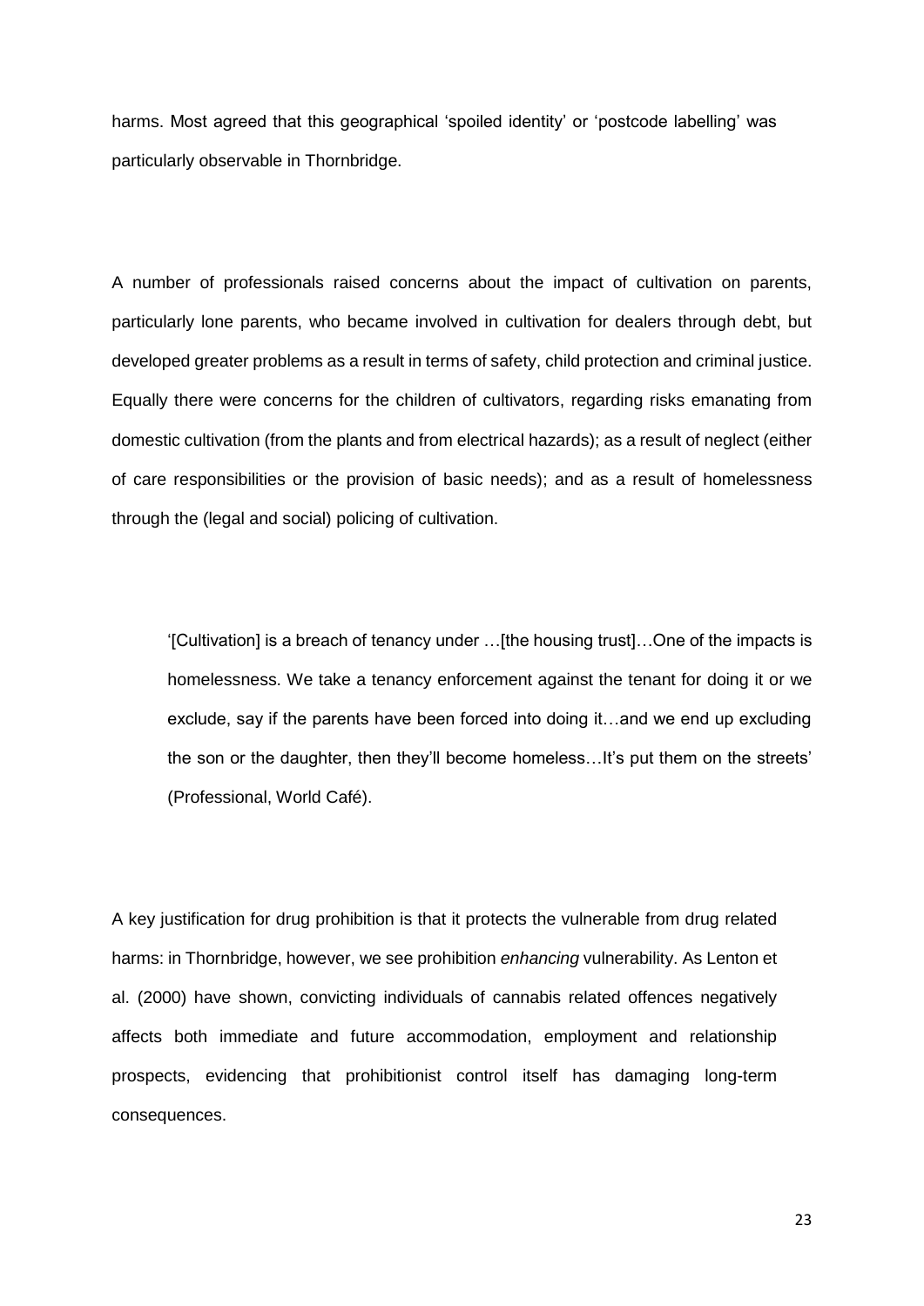harms. Most agreed that this geographical 'spoiled identity' or 'postcode labelling' was particularly observable in Thornbridge.

A number of professionals raised concerns about the impact of cultivation on parents, particularly lone parents, who became involved in cultivation for dealers through debt, but developed greater problems as a result in terms of safety, child protection and criminal justice. Equally there were concerns for the children of cultivators, regarding risks emanating from domestic cultivation (from the plants and from electrical hazards); as a result of neglect (either of care responsibilities or the provision of basic needs); and as a result of homelessness through the (legal and social) policing of cultivation.

> '[Cultivation] is a breach of tenancy under …[the housing trust]…One of the impacts is homelessness. We take a tenancy enforcement against the tenant for doing it or we exclude, say if the parents have been forced into doing it…and we end up excluding the son or the daughter, then they'll become homeless…It's put them on the streets' (Professional, World Café).

A key justification for drug prohibition is that it protects the vulnerable from drug related harms: in Thornbridge, however, we see prohibition *enhancing* vulnerability. As Lenton et al. (2000) have shown, convicting individuals of cannabis related offences negatively affects both immediate and future accommodation, employment and relationship prospects, evidencing that prohibitionist control itself has damaging long-term consequences.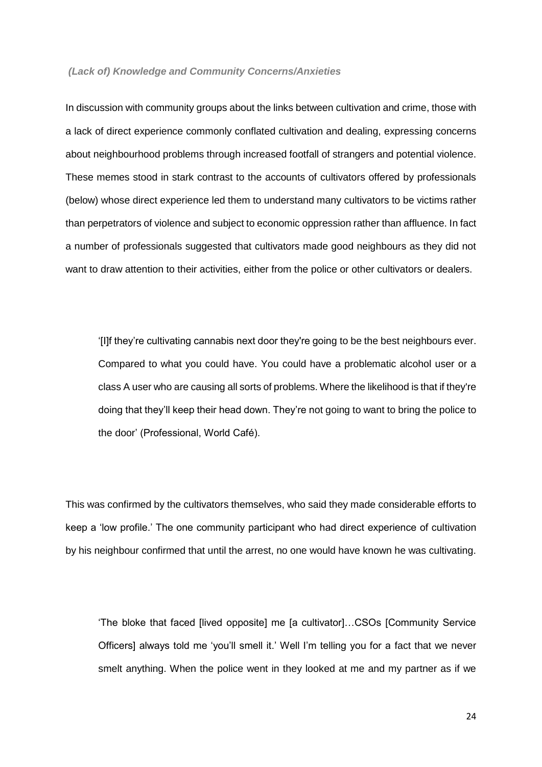### *(Lack of) Knowledge and Community Concerns/Anxieties*

In discussion with community groups about the links between cultivation and crime, those with a lack of direct experience commonly conflated cultivation and dealing, expressing concerns about neighbourhood problems through increased footfall of strangers and potential violence. These memes stood in stark contrast to the accounts of cultivators offered by professionals (below) whose direct experience led them to understand many cultivators to be victims rather than perpetrators of violence and subject to economic oppression rather than affluence. In fact a number of professionals suggested that cultivators made good neighbours as they did not want to draw attention to their activities, either from the police or other cultivators or dealers.

> '[I]f they're cultivating cannabis next door they're going to be the best neighbours ever. Compared to what you could have. You could have a problematic alcohol user or a class A user who are causing all sorts of problems. Where the likelihood is that if they're doing that they'll keep their head down. They're not going to want to bring the police to the door' (Professional, World Café).

This was confirmed by the cultivators themselves, who said they made considerable efforts to keep a 'low profile.' The one community participant who had direct experience of cultivation by his neighbour confirmed that until the arrest, no one would have known he was cultivating.

> 'The bloke that faced [lived opposite] me [a cultivator]…CSOs [Community Service Officers] always told me 'you'll smell it.' Well I'm telling you for a fact that we never smelt anything. When the police went in they looked at me and my partner as if we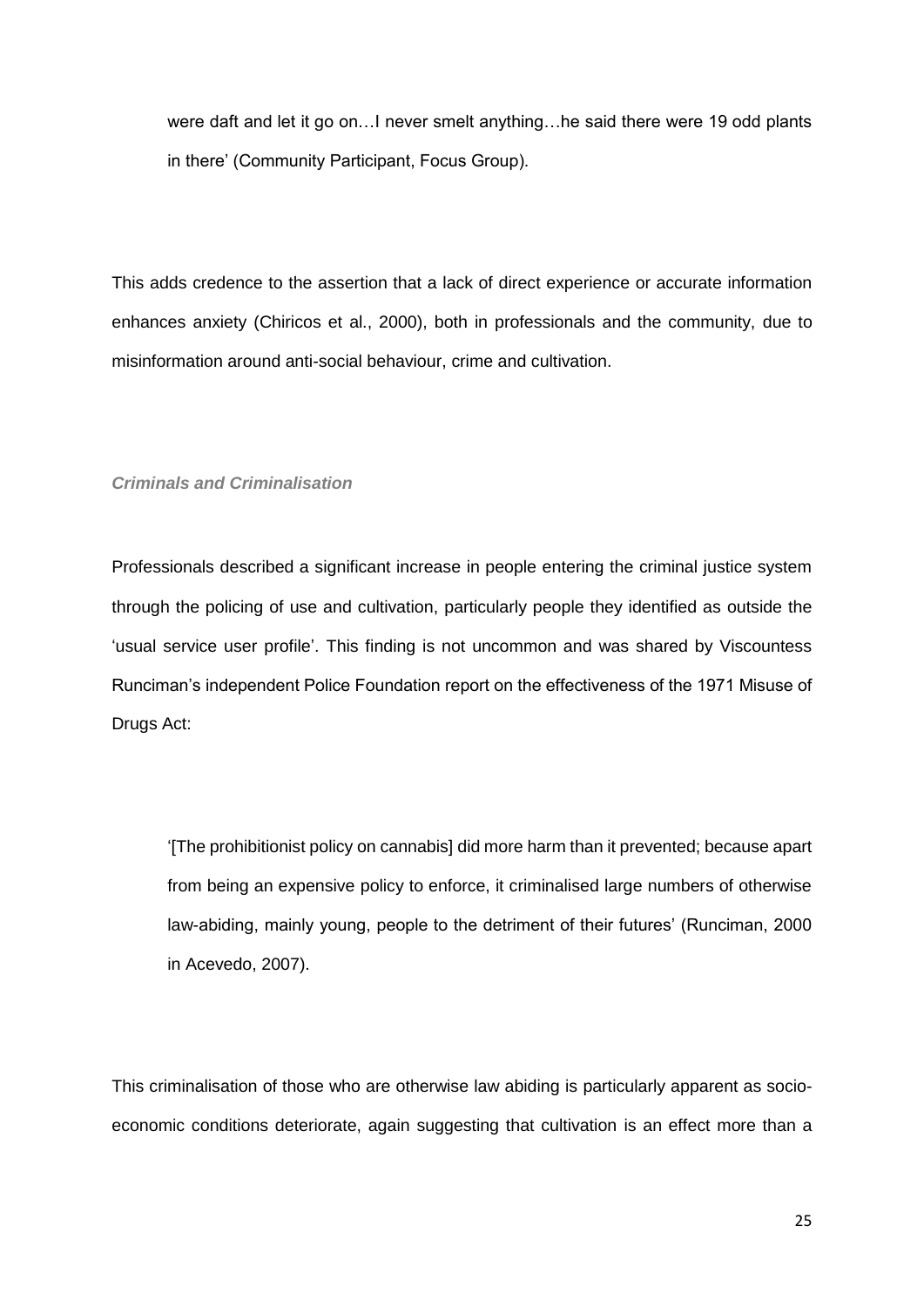were daft and let it go on…I never smelt anything…he said there were 19 odd plants in there' (Community Participant, Focus Group).

This adds credence to the assertion that a lack of direct experience or accurate information enhances anxiety (Chiricos et al., 2000), both in professionals and the community, due to misinformation around anti-social behaviour, crime and cultivation.

### *Criminals and Criminalisation*

Professionals described a significant increase in people entering the criminal justice system through the policing of use and cultivation, particularly people they identified as outside the 'usual service user profile'. This finding is not uncommon and was shared by Viscountess Runciman's independent Police Foundation report on the effectiveness of the 1971 Misuse of Drugs Act:

> '[The prohibitionist policy on cannabis] did more harm than it prevented; because apart from being an expensive policy to enforce, it criminalised large numbers of otherwise law-abiding, mainly young, people to the detriment of their futures' (Runciman, 2000 in Acevedo, 2007).

This criminalisation of those who are otherwise law abiding is particularly apparent as socio-economic conditions deteriorate, again suggesting that cultivation is an effect more than a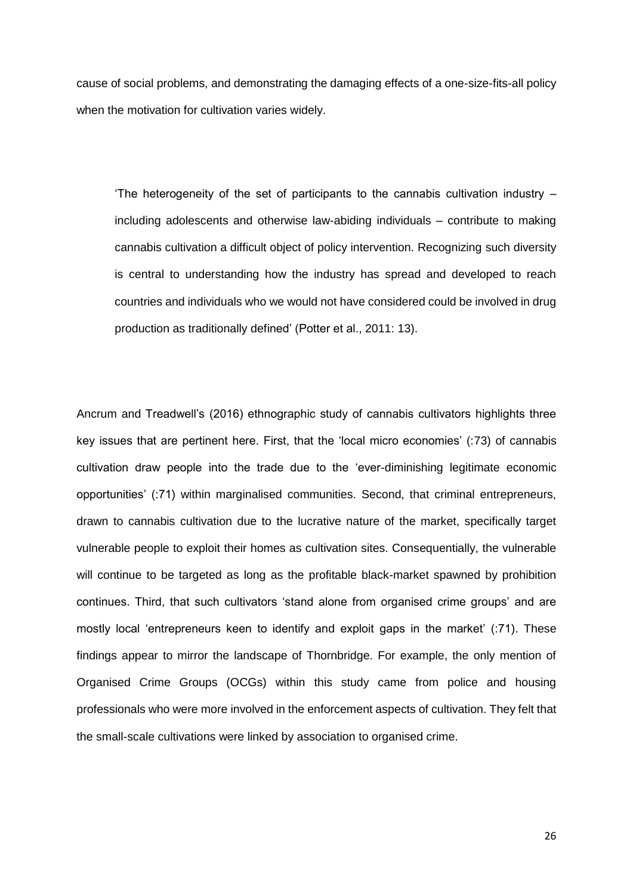cause of social problems, and demonstrating the damaging effects of a one-size-fits-all policy when the motivation for cultivation varies widely.

> 'The heterogeneity of the set of participants to the cannabis cultivation industry – including adolescents and otherwise law-abiding individuals – contribute to making cannabis cultivation a difficult object of policy intervention. Recognizing such diversity is central to understanding how the industry has spread and developed to reach countries and individuals who we would not have considered could be involved in drug production as traditionally defined' (Potter et al., 2011: 13).

Ancrum and Treadwell's (2016) ethnographic study of cannabis cultivators highlights three key issues that are pertinent here. First, that the 'local micro economies' (:73) of cannabis cultivation draw people into the trade due to the 'ever-diminishing legitimate economic opportunities' (:71) within marginalised communities. Second, that criminal entrepreneurs, drawn to cannabis cultivation due to the lucrative nature of the market, specifically target vulnerable people to exploit their homes as cultivation sites. Consequentially, the vulnerable will continue to be targeted as long as the profitable black-market spawned by prohibition continues. Third, that such cultivators 'stand alone from organised crime groups' and are mostly local 'entrepreneurs keen to identify and exploit gaps in the market' (:71). These findings appear to mirror the landscape of Thornbridge. For example, the only mention of Organised Crime Groups (OCGs) within this study came from police and housing professionals who were more involved in the enforcement aspects of cultivation. They felt that the small-scale cultivations were linked by association to organised crime.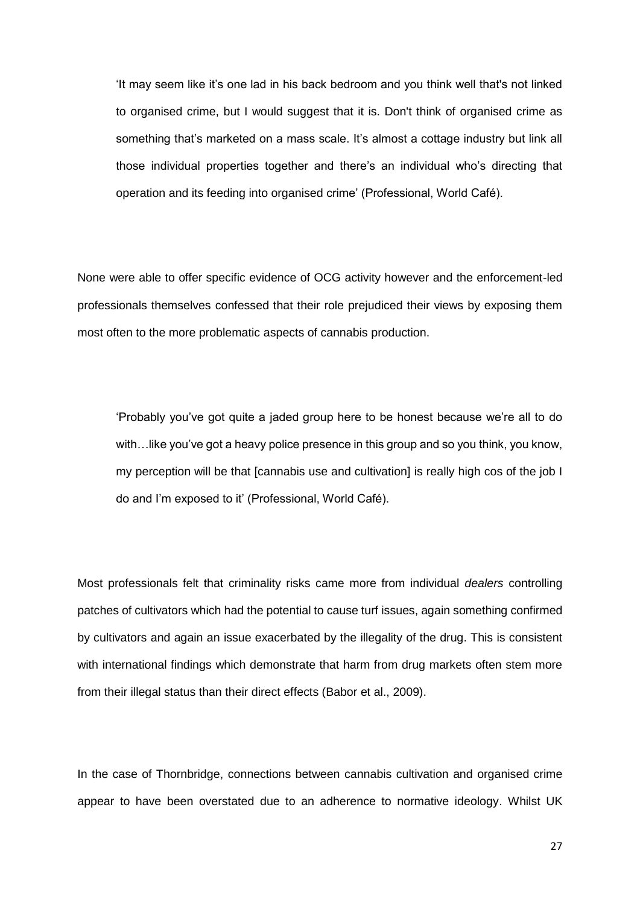> 'It may seem like it's one lad in his back bedroom and you think well that's not linked to organised crime, but I would suggest that it is. Don't think of organised crime as something that's marketed on a mass scale. It's almost a cottage industry but link all those individual properties together and there's an individual who's directing that operation and its feeding into organised crime' (Professional, World Café).

None were able to offer specific evidence of OCG activity however and the enforcement-led professionals themselves confessed that their role prejudiced their views by exposing them most often to the more problematic aspects of cannabis production.

> 'Probably you've got quite a jaded group here to be honest because we're all to do with…like you've got a heavy police presence in this group and so you think, you know, my perception will be that [cannabis use and cultivation] is really high cos of the job I do and I'm exposed to it' (Professional, World Café).

Most professionals felt that criminality risks came more from individual *dealers* controlling patches of cultivators which had the potential to cause turf issues, again something confirmed by cultivators and again an issue exacerbated by the illegality of the drug. This is consistent with international findings which demonstrate that harm from drug markets often stem more from their illegal status than their direct effects (Babor et al., 2009).

In the case of Thornbridge, connections between cannabis cultivation and organised crime appear to have been overstated due to an adherence to normative ideology. Whilst UK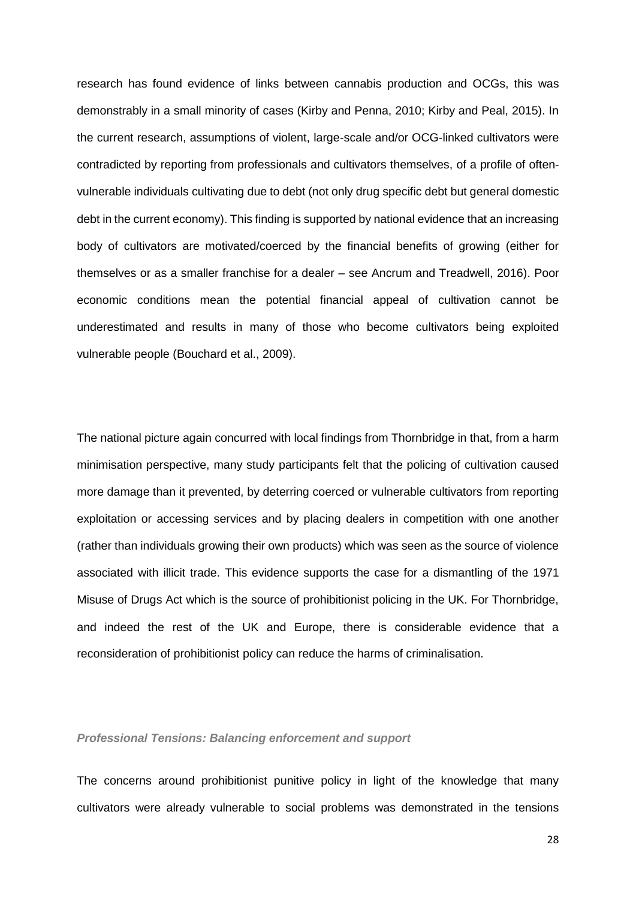research has found evidence of links between cannabis production and OCGs, this was demonstrably in a small minority of cases (Kirby and Penna, 2010; Kirby and Peal, 2015). In the current research, assumptions of violent, large-scale and/or OCG-linked cultivators were contradicted by reporting from professionals and cultivators themselves, of a profile of often-vulnerable individuals cultivating due to debt (not only drug specific debt but general domestic debt in the current economy). This finding is supported by national evidence that an increasing body of cultivators are motivated/coerced by the financial benefits of growing (either for themselves or as a smaller franchise for a dealer – see Ancrum and Treadwell, 2016). Poor economic conditions mean the potential financial appeal of cultivation cannot be underestimated and results in many of those who become cultivators being exploited vulnerable people (Bouchard et al., 2009).

The national picture again concurred with local findings from Thornbridge in that, from a harm minimisation perspective, many study participants felt that the policing of cultivation caused more damage than it prevented, by deterring coerced or vulnerable cultivators from reporting exploitation or accessing services and by placing dealers in competition with one another (rather than individuals growing their own products) which was seen as the source of violence associated with illicit trade. This evidence supports the case for a dismantling of the 1971 Misuse of Drugs Act which is the source of prohibitionist policing in the UK. For Thornbridge, and indeed the rest of the UK and Europe, there is considerable evidence that a reconsideration of prohibitionist policy can reduce the harms of criminalisation.

### *Professional Tensions: Balancing enforcement and support*

The concerns around prohibitionist punitive policy in light of the knowledge that many cultivators were already vulnerable to social problems was demonstrated in the tensions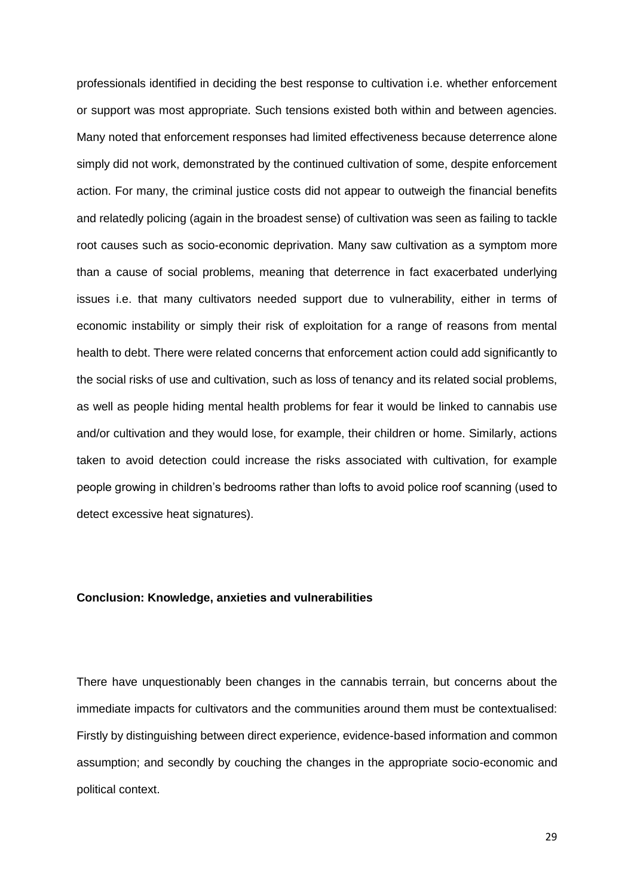professionals identified in deciding the best response to cultivation i.e. whether enforcement or support was most appropriate. Such tensions existed both within and between agencies. Many noted that enforcement responses had limited effectiveness because deterrence alone simply did not work, demonstrated by the continued cultivation of some, despite enforcement action. For many, the criminal justice costs did not appear to outweigh the financial benefits and relatedly policing (again in the broadest sense) of cultivation was seen as failing to tackle root causes such as socio-economic deprivation. Many saw cultivation as a symptom more than a cause of social problems, meaning that deterrence in fact exacerbated underlying issues i.e. that many cultivators needed support due to vulnerability, either in terms of economic instability or simply their risk of exploitation for a range of reasons from mental health to debt. There were related concerns that enforcement action could add significantly to the social risks of use and cultivation, such as loss of tenancy and its related social problems, as well as people hiding mental health problems for fear it would be linked to cannabis use and/or cultivation and they would lose, for example, their children or home. Similarly, actions taken to avoid detection could increase the risks associated with cultivation, for example people growing in children's bedrooms rather than lofts to avoid police roof scanning (used to detect excessive heat signatures).

## Conclusion: Knowledge, anxieties and vulnerabilities

There have unquestionably been changes in the cannabis terrain, but concerns about the immediate impacts for cultivators and the communities around them must be contextualised: Firstly by distinguishing between direct experience, evidence-based information and common assumption; and secondly by couching the changes in the appropriate socio-economic and political context.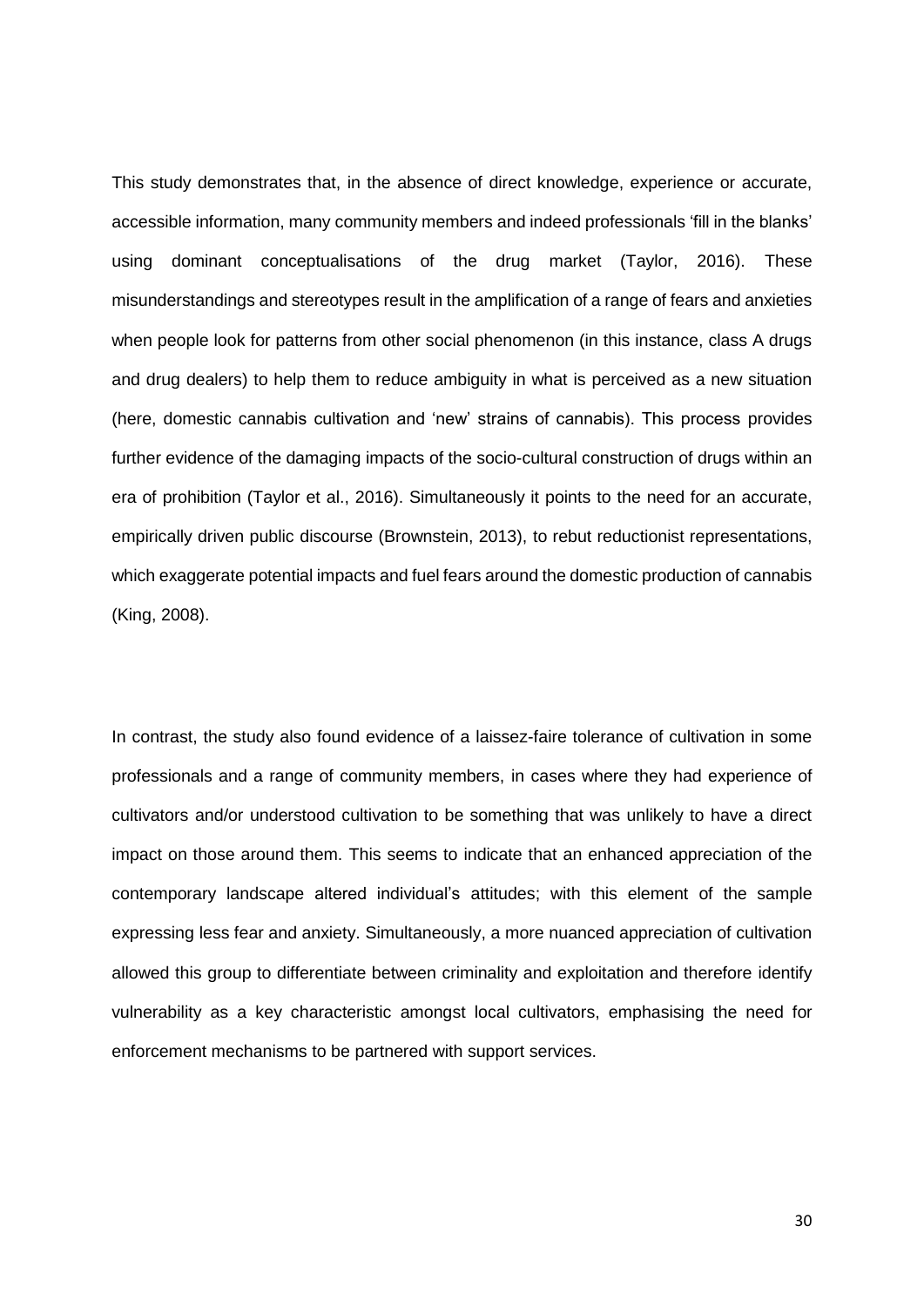This study demonstrates that, in the absence of direct knowledge, experience or accurate, accessible information, many community members and indeed professionals 'fill in the blanks' using dominant conceptualisations of the drug market (Taylor, 2016). These misunderstandings and stereotypes result in the amplification of a range of fears and anxieties when people look for patterns from other social phenomenon (in this instance, class A drugs and drug dealers) to help them to reduce ambiguity in what is perceived as a new situation (here, domestic cannabis cultivation and 'new' strains of cannabis). This process provides further evidence of the damaging impacts of the socio-cultural construction of drugs within an era of prohibition (Taylor et al., 2016). Simultaneously it points to the need for an accurate, empirically driven public discourse (Brownstein, 2013), to rebut reductionist representations, which exaggerate potential impacts and fuel fears around the domestic production of cannabis (King, 2008).

In contrast, the study also found evidence of a laissez-faire tolerance of cultivation in some professionals and a range of community members, in cases where they had experience of cultivators and/or understood cultivation to be something that was unlikely to have a direct impact on those around them. This seems to indicate that an enhanced appreciation of the contemporary landscape altered individual's attitudes; with this element of the sample expressing less fear and anxiety. Simultaneously, a more nuanced appreciation of cultivation allowed this group to differentiate between criminality and exploitation and therefore identify vulnerability as a key characteristic amongst local cultivators, emphasising the need for enforcement mechanisms to be partnered with support services.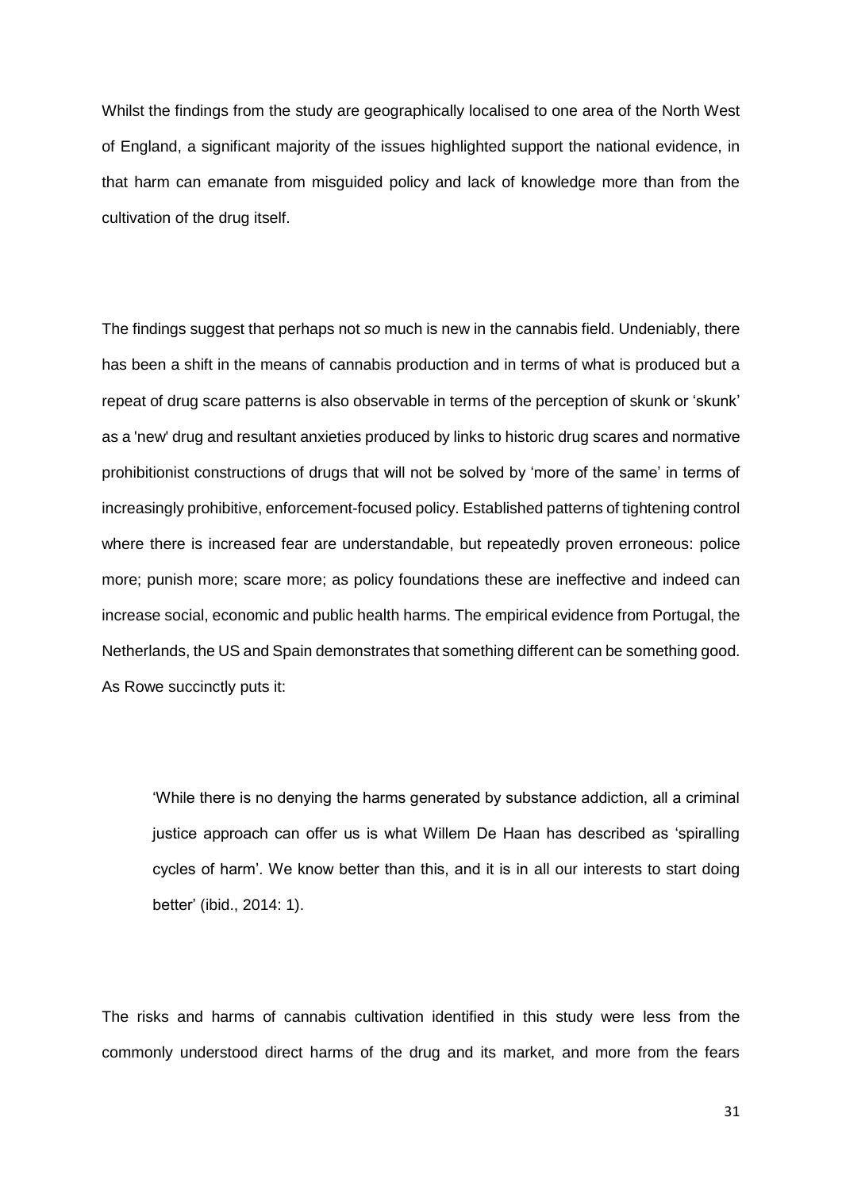Whilst the findings from the study are geographically localised to one area of the North West of England, a significant majority of the issues highlighted support the national evidence, in that harm can emanate from misguided policy and lack of knowledge more than from the cultivation of the drug itself.

The findings suggest that perhaps not *so* much is new in the cannabis field. Undeniably, there has been a shift in the means of cannabis production and in terms of what is produced but a repeat of drug scare patterns is also observable in terms of the perception of skunk or 'skunk' as a 'new' drug and resultant anxieties produced by links to historic drug scares and normative prohibitionist constructions of drugs that will not be solved by 'more of the same' in terms of increasingly prohibitive, enforcement-focused policy. Established patterns of tightening control where there is increased fear are understandable, but repeatedly proven erroneous: police more; punish more; scare more; as policy foundations these are ineffective and indeed can increase social, economic and public health harms. The empirical evidence from Portugal, the Netherlands, the US and Spain demonstrates that something different can be something good. As Rowe succinctly puts it:

> 'While there is no denying the harms generated by substance addiction, all a criminal justice approach can offer us is what Willem De Haan has described as 'spiralling cycles of harm'. We know better than this, and it is in all our interests to start doing better' (ibid., 2014: 1).

The risks and harms of cannabis cultivation identified in this study were less from the commonly understood direct harms of the drug and its market, and more from the fears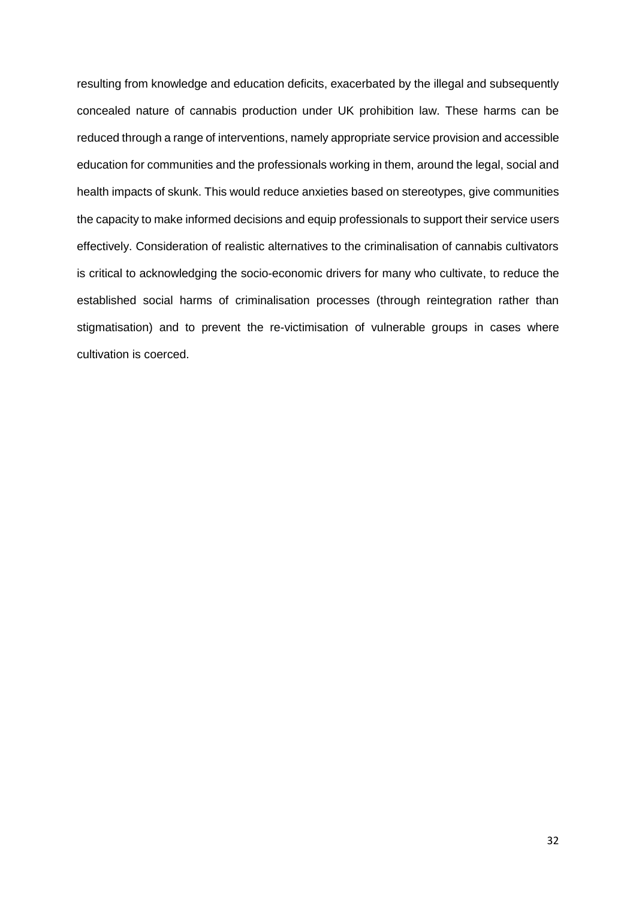resulting from knowledge and education deficits, exacerbated by the illegal and subsequently concealed nature of cannabis production under UK prohibition law. These harms can be reduced through a range of interventions, namely appropriate service provision and accessible education for communities and the professionals working in them, around the legal, social and health impacts of skunk. This would reduce anxieties based on stereotypes, give communities the capacity to make informed decisions and equip professionals to support their service users effectively. Consideration of realistic alternatives to the criminalisation of cannabis cultivators is critical to acknowledging the socio-economic drivers for many who cultivate, to reduce the established social harms of criminalisation processes (through reintegration rather than stigmatisation) and to prevent the re-victimisation of vulnerable groups in cases where cultivation is coerced.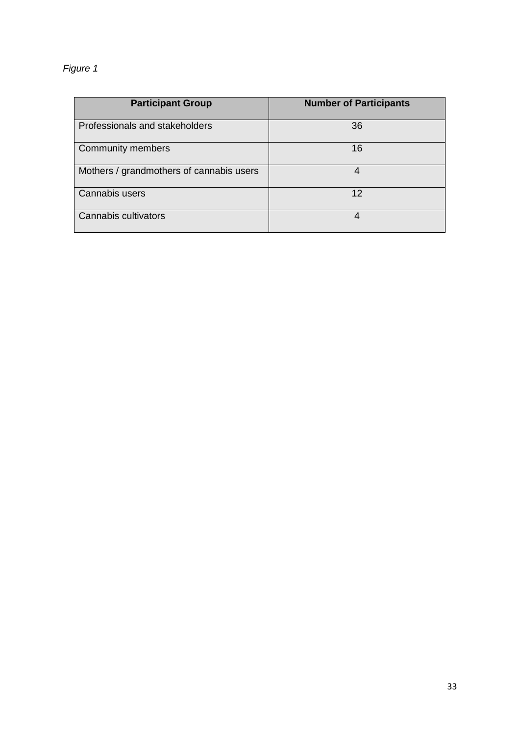*Figure 1*

| Participant Group | Number of Participants |
|---|---|
| Professionals and stakeholders | 36 |
| Community members | 16 |
| Mothers / grandmothers of cannabis users | 4 |
| Cannabis users | 12 |
| Cannabis cultivators | 4 |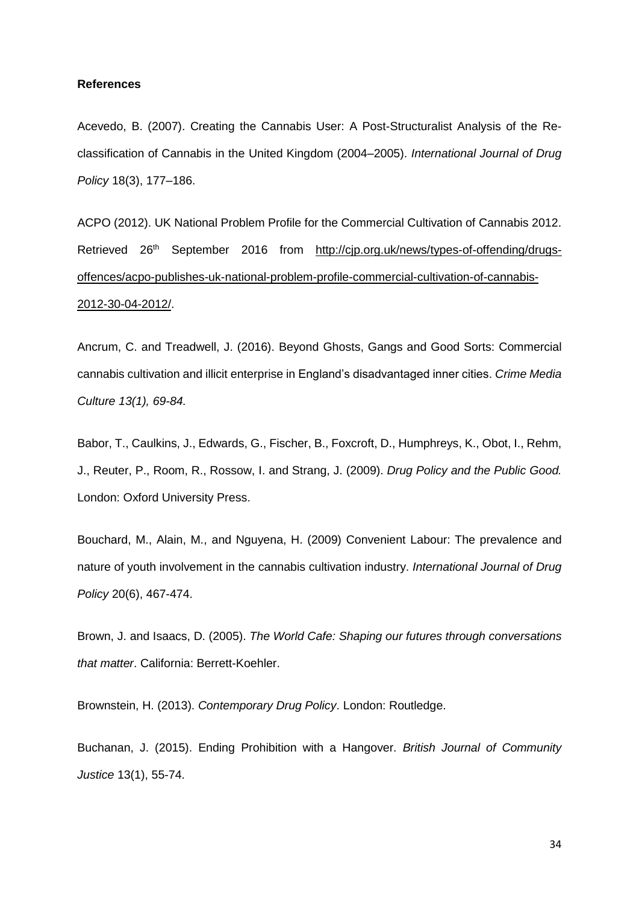**References**

Acevedo, B. (2007). Creating the Cannabis User: A Post-Structuralist Analysis of the Re-classification of Cannabis in the United Kingdom (2004–2005). *International Journal of Drug Policy* 18(3), 177–186.

ACPO (2012). UK National Problem Profile for the Commercial Cultivation of Cannabis 2012. Retrieved 26th September 2016 from http://cjp.org.uk/news/types-of-offending/drugs-offences/acpo-publishes-uk-national-problem-profile-commercial-cultivation-of-cannabis-2012-30-04-2012/.

Ancrum, C. and Treadwell, J. (2016). Beyond Ghosts, Gangs and Good Sorts: Commercial cannabis cultivation and illicit enterprise in England's disadvantaged inner cities. *Crime Media Culture 13(1), 69-84.*

Babor, T., Caulkins, J., Edwards, G., Fischer, B., Foxcroft, D., Humphreys, K., Obot, I., Rehm, J., Reuter, P., Room, R., Rossow, I. and Strang, J. (2009). *Drug Policy and the Public Good.* London: Oxford University Press.

Bouchard, M., Alain, M., and Nguyena, H. (2009) Convenient Labour: The prevalence and nature of youth involvement in the cannabis cultivation industry. *International Journal of Drug Policy* 20(6), 467-474.

Brown, J. and Isaacs, D. (2005). *The World Cafe: Shaping our futures through conversations that matter*. California: Berrett-Koehler.

Brownstein, H. (2013). *Contemporary Drug Policy*. London: Routledge.

Buchanan, J. (2015). Ending Prohibition with a Hangover. *British Journal of Community Justice* 13(1), 55-74.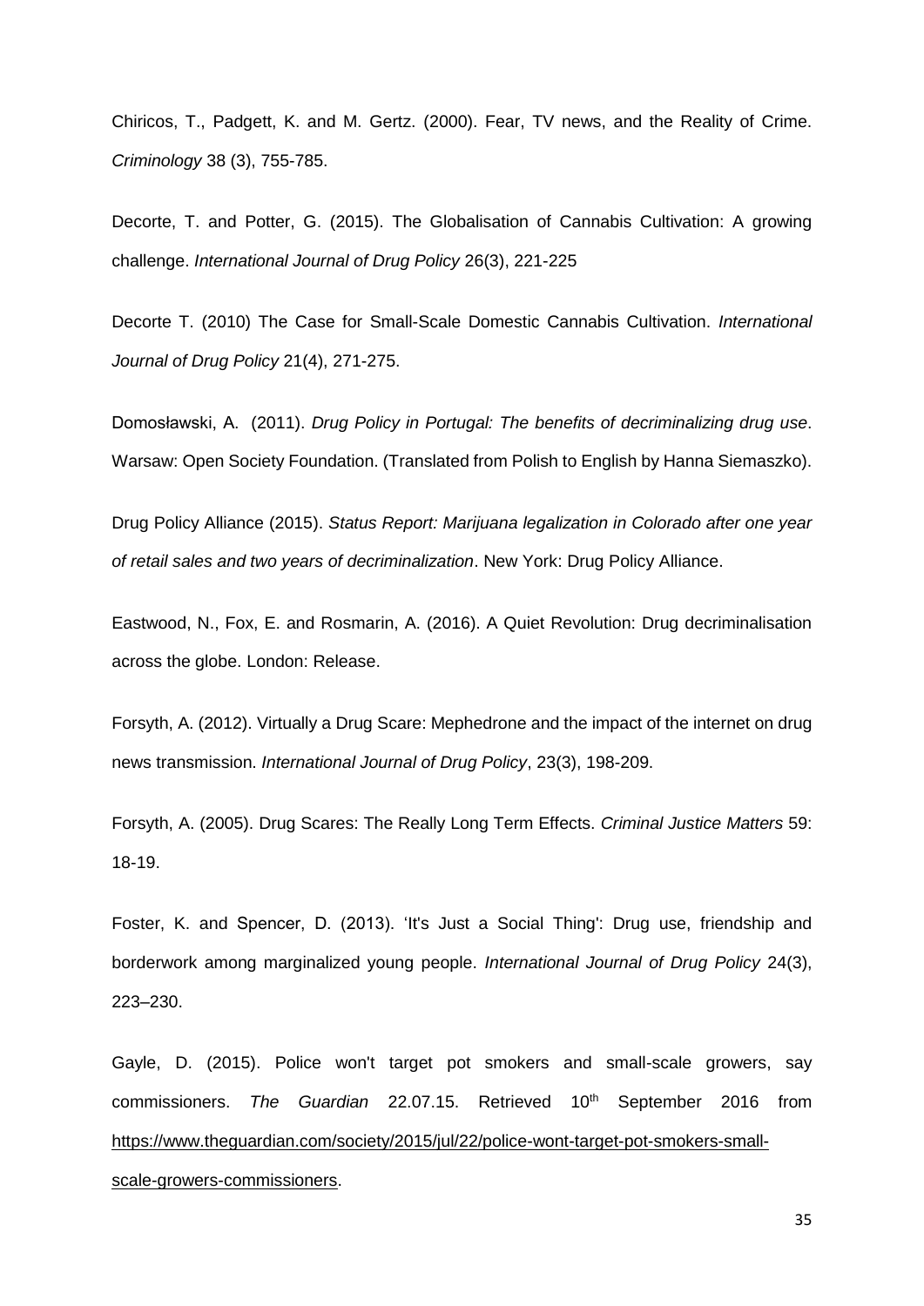Chiricos, T., Padgett, K. and M. Gertz. (2000). Fear, TV news, and the Reality of Crime. *Criminology* 38 (3), 755-785.

Decorte, T. and Potter, G. (2015). The Globalisation of Cannabis Cultivation: A growing challenge. *International Journal of Drug Policy* 26(3), 221-225

Decorte T. (2010) The Case for Small-Scale Domestic Cannabis Cultivation. *International Journal of Drug Policy* 21(4), 271-275.

Domosławski, A. (2011). *Drug Policy in Portugal: The benefits of decriminalizing drug use*. Warsaw: Open Society Foundation. (Translated from Polish to English by Hanna Siemaszko).

Drug Policy Alliance (2015). *Status Report: Marijuana legalization in Colorado after one year of retail sales and two years of decriminalization*. New York: Drug Policy Alliance.

Eastwood, N., Fox, E. and Rosmarin, A. (2016). A Quiet Revolution: Drug decriminalisation across the globe. London: Release.

Forsyth, A. (2012). Virtually a Drug Scare: Mephedrone and the impact of the internet on drug news transmission. *International Journal of Drug Policy*, 23(3), 198-209.

Forsyth, A. (2005). Drug Scares: The Really Long Term Effects. *Criminal Justice Matters* 59: 18-19.

Foster, K. and Spencer, D. (2013). 'It's Just a Social Thing': Drug use, friendship and borderwork among marginalized young people. *International Journal of Drug Policy* 24(3), 223–230.

Gayle, D. (2015). Police won't target pot smokers and small-scale growers, say commissioners. *The Guardian* 22.07.15. Retrieved 10th September 2016 from https://www.theguardian.com/society/2015/jul/22/police-wont-target-pot-smokers-small-scale-growers-commissioners.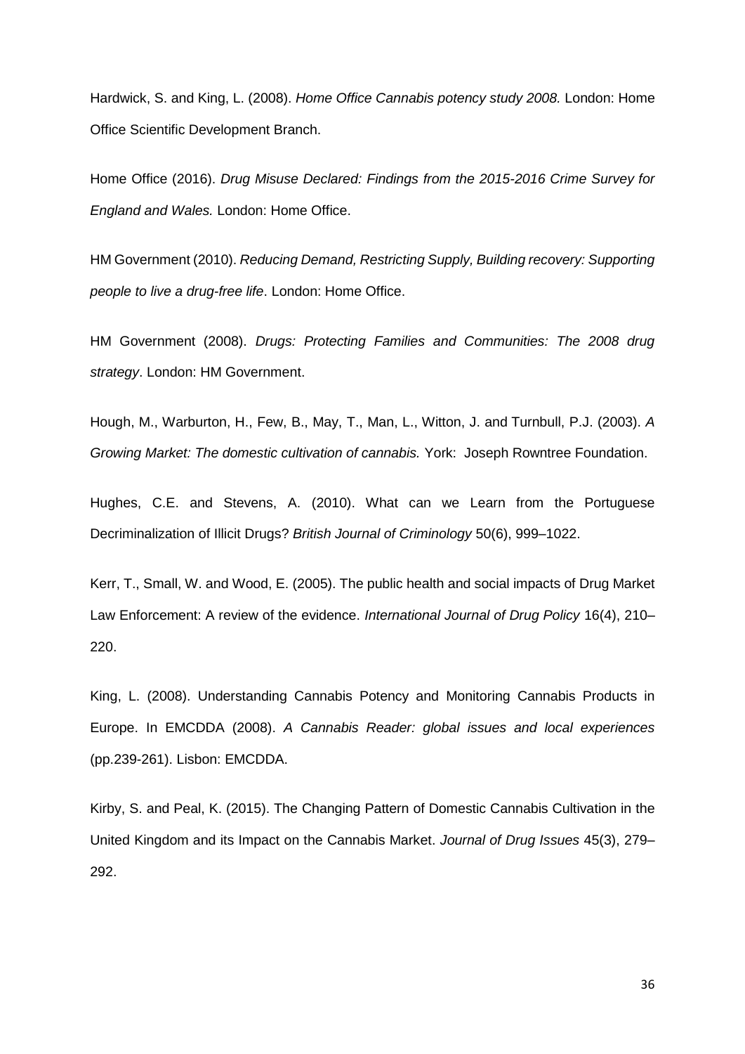Hardwick, S. and King, L. (2008). *Home Office Cannabis potency study 2008.* London: Home Office Scientific Development Branch.

Home Office (2016). *Drug Misuse Declared: Findings from the 2015-2016 Crime Survey for England and Wales.* London: Home Office.

HM Government (2010). *Reducing Demand, Restricting Supply, Building recovery: Supporting people to live a drug-free life*. London: Home Office.

HM Government (2008). *Drugs: Protecting Families and Communities: The 2008 drug strategy*. London: HM Government.

Hough, M., Warburton, H., Few, B., May, T., Man, L., Witton, J. and Turnbull, P.J. (2003). *A Growing Market: The domestic cultivation of cannabis.* York: Joseph Rowntree Foundation.

Hughes, C.E. and Stevens, A. (2010). What can we Learn from the Portuguese Decriminalization of Illicit Drugs? *British Journal of Criminology* 50(6), 999–1022.

Kerr, T., Small, W. and Wood, E. (2005). The public health and social impacts of Drug Market Law Enforcement: A review of the evidence. *International Journal of Drug Policy* 16(4), 210–220.

King, L. (2008). Understanding Cannabis Potency and Monitoring Cannabis Products in Europe. In EMCDDA (2008). *A Cannabis Reader: global issues and local experiences* (pp.239-261). Lisbon: EMCDDA.

Kirby, S. and Peal, K. (2015). The Changing Pattern of Domestic Cannabis Cultivation in the United Kingdom and its Impact on the Cannabis Market. *Journal of Drug Issues* 45(3), 279–292.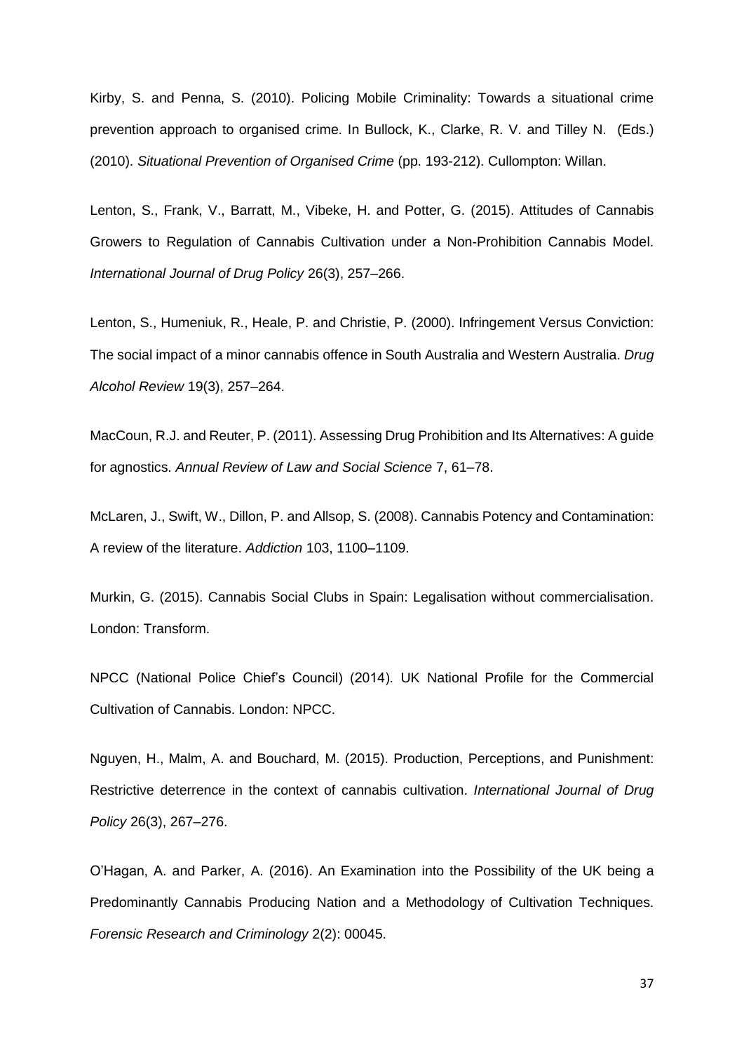Kirby, S. and Penna, S. (2010). Policing Mobile Criminality: Towards a situational crime prevention approach to organised crime. In Bullock, K., Clarke, R. V. and Tilley N. (Eds.) (2010). *Situational Prevention of Organised Crime* (pp. 193-212). Cullompton: Willan.

Lenton, S., Frank, V., Barratt, M., Vibeke, H. and Potter, G. (2015). Attitudes of Cannabis Growers to Regulation of Cannabis Cultivation under a Non-Prohibition Cannabis Model. *International Journal of Drug Policy* 26(3), 257–266.

Lenton, S., Humeniuk, R., Heale, P. and Christie, P. (2000). Infringement Versus Conviction: The social impact of a minor cannabis offence in South Australia and Western Australia. *Drug Alcohol Review* 19(3), 257–264.

MacCoun, R.J. and Reuter, P. (2011). Assessing Drug Prohibition and Its Alternatives: A guide for agnostics. *Annual Review of Law and Social Science* 7, 61–78.

McLaren, J., Swift, W., Dillon, P. and Allsop, S. (2008). Cannabis Potency and Contamination: A review of the literature. *Addiction* 103, 1100–1109.

Murkin, G. (2015). Cannabis Social Clubs in Spain: Legalisation without commercialisation. London: Transform.

NPCC (National Police Chief's Council) (2014). UK National Profile for the Commercial Cultivation of Cannabis. London: NPCC.

Nguyen, H., Malm, A. and Bouchard, M. (2015). Production, Perceptions, and Punishment: Restrictive deterrence in the context of cannabis cultivation. *International Journal of Drug Policy* 26(3), 267–276.

O'Hagan, A. and Parker, A. (2016). An Examination into the Possibility of the UK being a Predominantly Cannabis Producing Nation and a Methodology of Cultivation Techniques. *Forensic Research and Criminology* 2(2): 00045.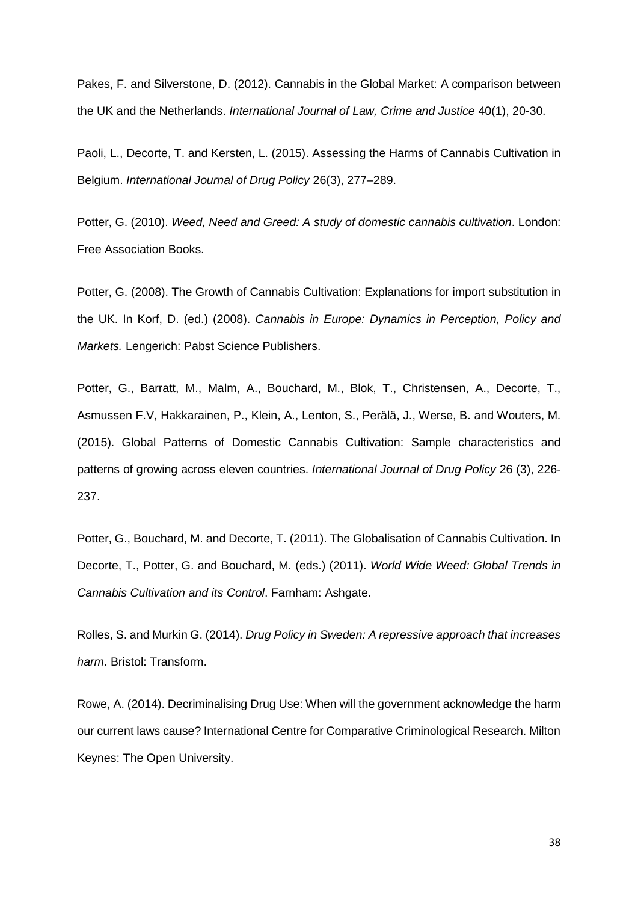Pakes, F. and Silverstone, D. (2012). Cannabis in the Global Market: A comparison between the UK and the Netherlands. *International Journal of Law, Crime and Justice* 40(1), 20-30.

Paoli, L., Decorte, T. and Kersten, L. (2015). Assessing the Harms of Cannabis Cultivation in Belgium. *International Journal of Drug Policy* 26(3), 277–289.

Potter, G. (2010). *Weed, Need and Greed: A study of domestic cannabis cultivation*. London: Free Association Books.

Potter, G. (2008). The Growth of Cannabis Cultivation: Explanations for import substitution in the UK. In Korf, D. (ed.) (2008). *Cannabis in Europe: Dynamics in Perception, Policy and Markets.* Lengerich: Pabst Science Publishers.

Potter, G., Barratt, M., Malm, A., Bouchard, M., Blok, T., Christensen, A., Decorte, T., Asmussen F.V, Hakkarainen, P., Klein, A., Lenton, S., Perälä, J., Werse, B. and Wouters, M. (2015). Global Patterns of Domestic Cannabis Cultivation: Sample characteristics and patterns of growing across eleven countries. *International Journal of Drug Policy* 26 (3), 226-237.

Potter, G., Bouchard, M. and Decorte, T. (2011). The Globalisation of Cannabis Cultivation. In Decorte, T., Potter, G. and Bouchard, M. (eds.) (2011). *World Wide Weed: Global Trends in Cannabis Cultivation and its Control*. Farnham: Ashgate.

Rolles, S. and Murkin G. (2014). *Drug Policy in Sweden: A repressive approach that increases harm*. Bristol: Transform.

Rowe, A. (2014). Decriminalising Drug Use: When will the government acknowledge the harm our current laws cause? International Centre for Comparative Criminological Research. Milton Keynes: The Open University.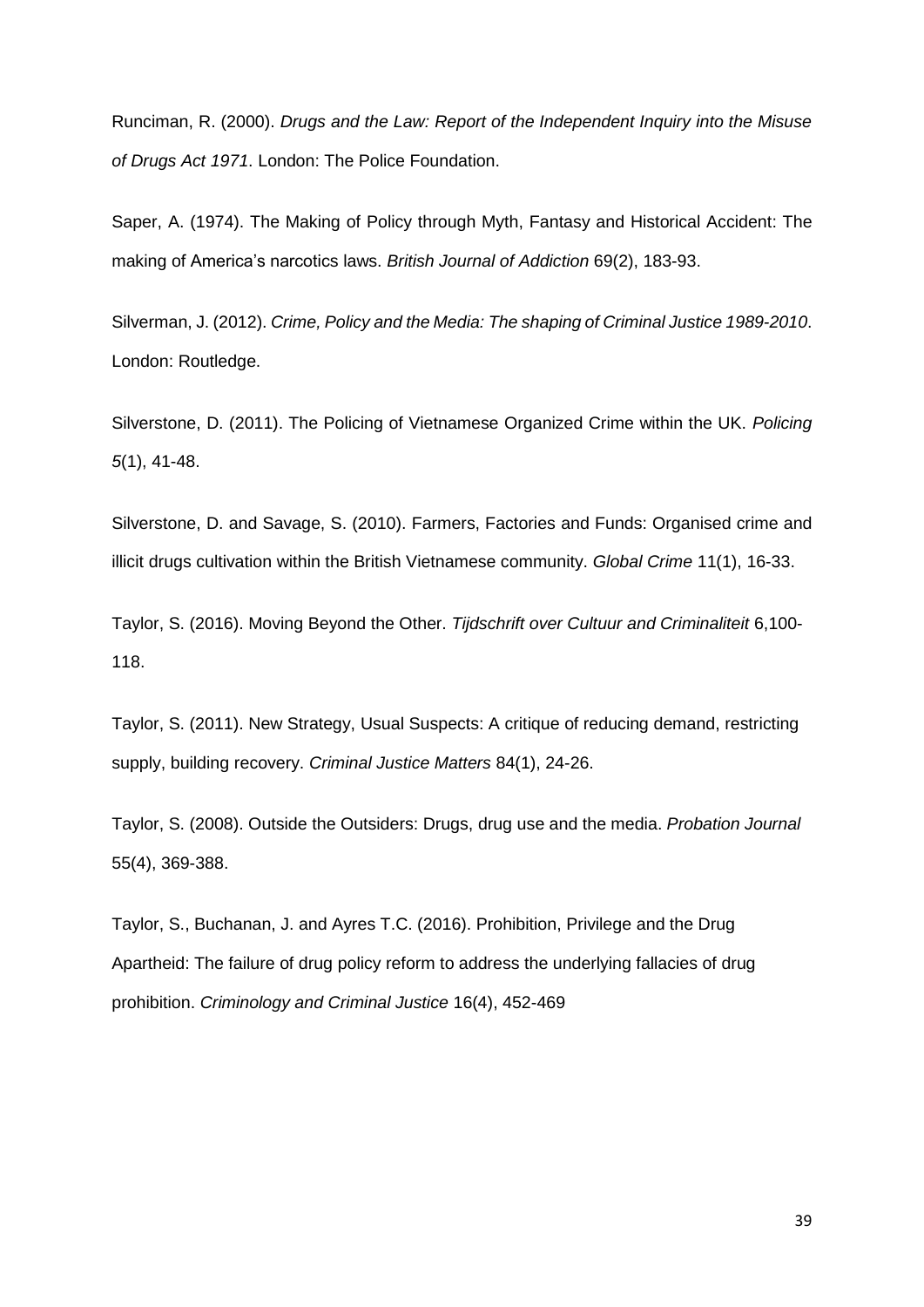Runciman, R. (2000). *Drugs and the Law: Report of the Independent Inquiry into the Misuse of Drugs Act 1971*. London: The Police Foundation.

Saper, A. (1974). The Making of Policy through Myth, Fantasy and Historical Accident: The making of America's narcotics laws. *British Journal of Addiction* 69(2), 183-93.

Silverman, J. (2012). *Crime, Policy and the Media: The shaping of Criminal Justice 1989-2010*. London: Routledge.

Silverstone, D. (2011). The Policing of Vietnamese Organized Crime within the UK. *Policing 5*(1), 41-48.

Silverstone, D. and Savage, S. (2010). Farmers, Factories and Funds: Organised crime and illicit drugs cultivation within the British Vietnamese community. *Global Crime* 11(1), 16-33.

Taylor, S. (2016). Moving Beyond the Other. *Tijdschrift over Cultuur and Criminaliteit* 6,100-118.

Taylor, S. (2011). New Strategy, Usual Suspects: A critique of reducing demand, restricting supply, building recovery. *Criminal Justice Matters* 84(1), 24-26.

Taylor, S. (2008). Outside the Outsiders: Drugs, drug use and the media. *Probation Journal* 55(4), 369-388.

Taylor, S., Buchanan, J. and Ayres T.C. (2016). Prohibition, Privilege and the Drug Apartheid: The failure of drug policy reform to address the underlying fallacies of drug prohibition. *Criminology and Criminal Justice* 16(4), 452-469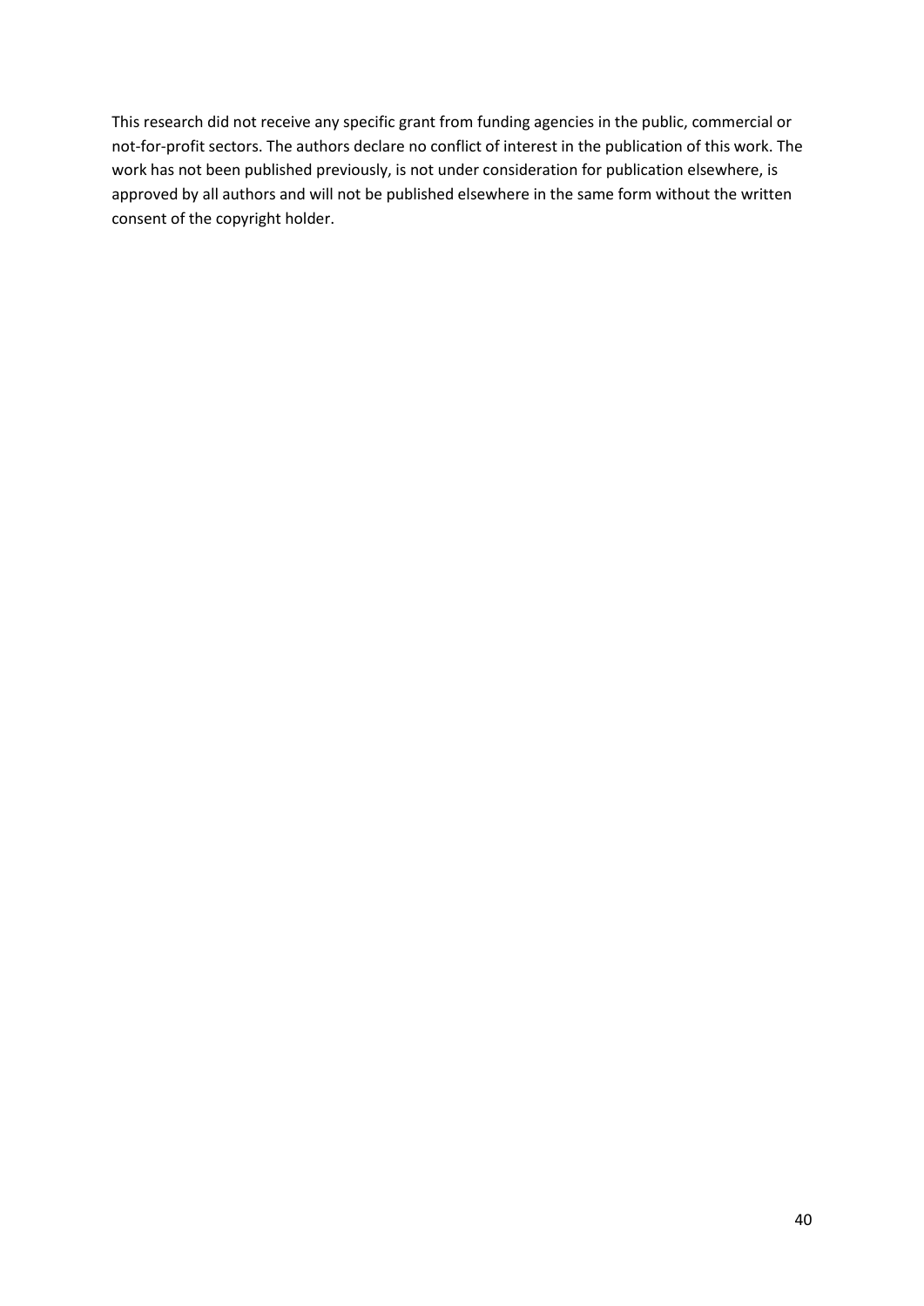This research did not receive any specific grant from funding agencies in the public, commercial or not-for-profit sectors. The authors declare no conflict of interest in the publication of this work. The work has not been published previously, is not under consideration for publication elsewhere, is approved by all authors and will not be published elsewhere in the same form without the written consent of the copyright holder.